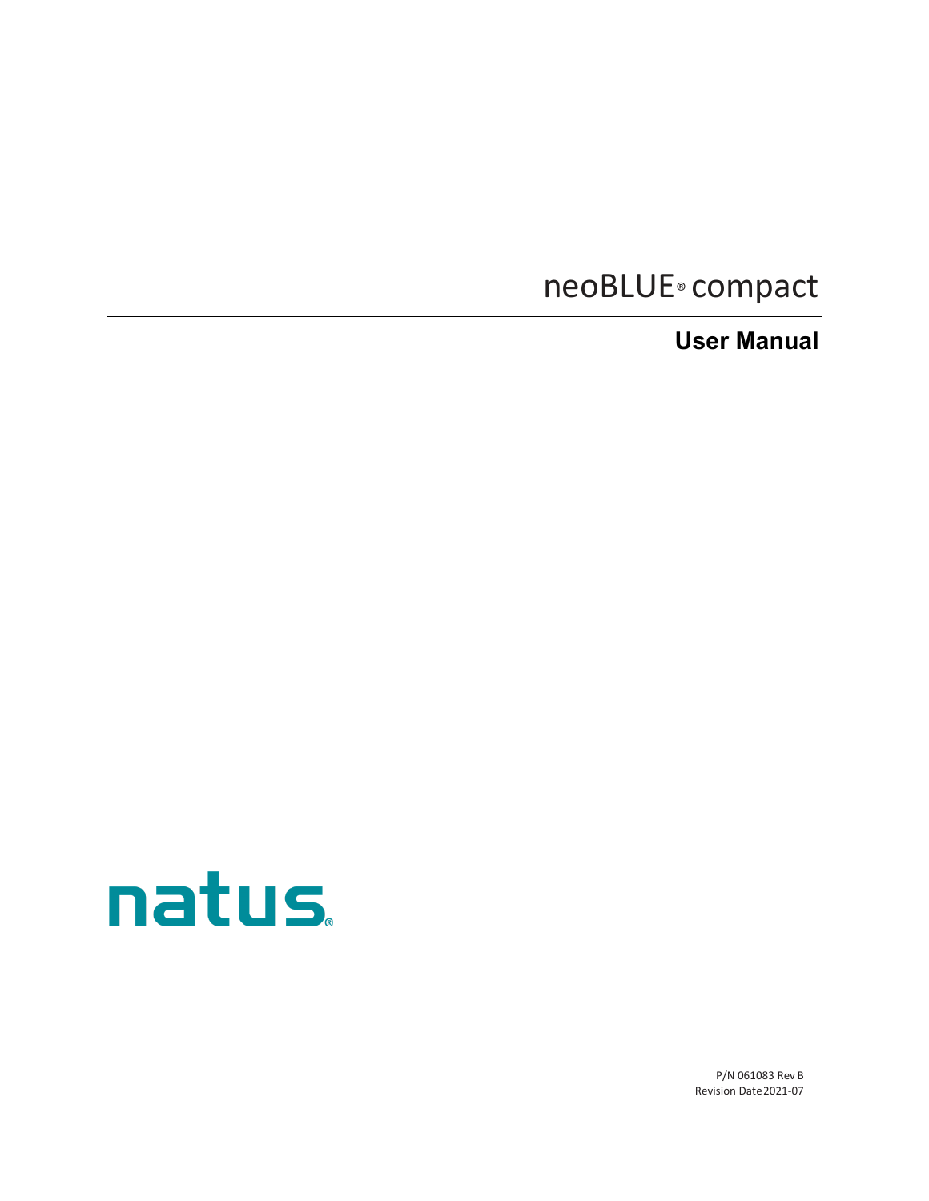# neoBLUE® compact

## User Manual

natus®

P/N 061083 Rev B
Revision Date 2021-07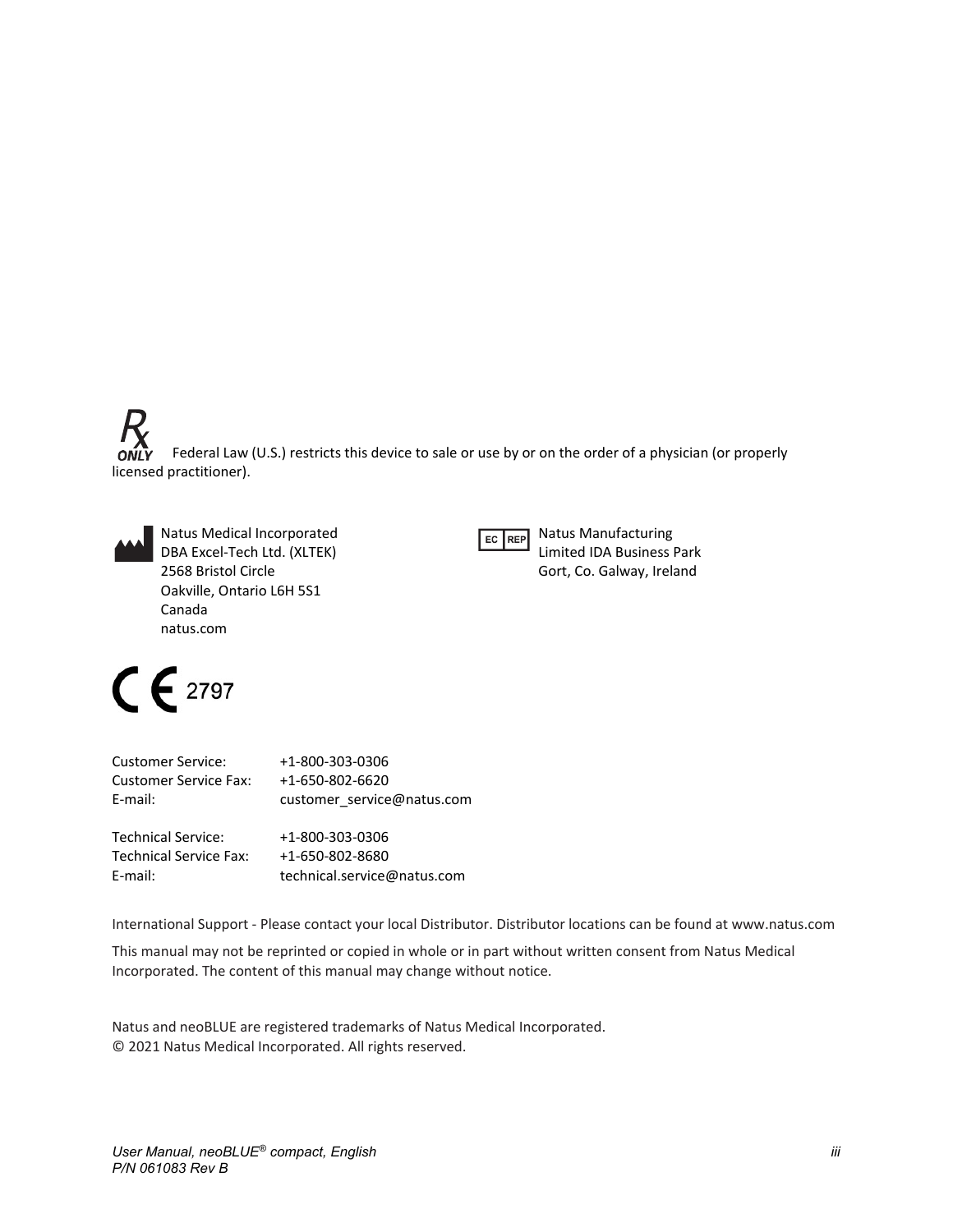Rx ONLY Federal Law (U.S.) restricts this device to sale or use by or on the order of a physician (or properly licensed practitioner).

Natus Medical Incorporated
DBA Excel-Tech Ltd. (XLTEK)
2568 Bristol Circle
Oakville, Ontario L6H 5S1
Canada
natus.com

EC REP Natus Manufacturing
Limited IDA Business Park
Gort, Co. Galway, Ireland

CE 2797

| | |
|---|---|
| Customer Service: | +1-800-303-0306 |
| Customer Service Fax: | +1-650-802-6620 |
| E-mail: | customer_service@natus.com |

| | |
|---|---|
| Technical Service: | +1-800-303-0306 |
| Technical Service Fax: | +1-650-802-8680 |
| E-mail: | technical.service@natus.com |

International Support - Please contact your local Distributor. Distributor locations can be found at www.natus.com

This manual may not be reprinted or copied in whole or in part without written consent from Natus Medical Incorporated. The content of this manual may change without notice.

Natus and neoBLUE are registered trademarks of Natus Medical Incorporated.
© 2021 Natus Medical Incorporated. All rights reserved.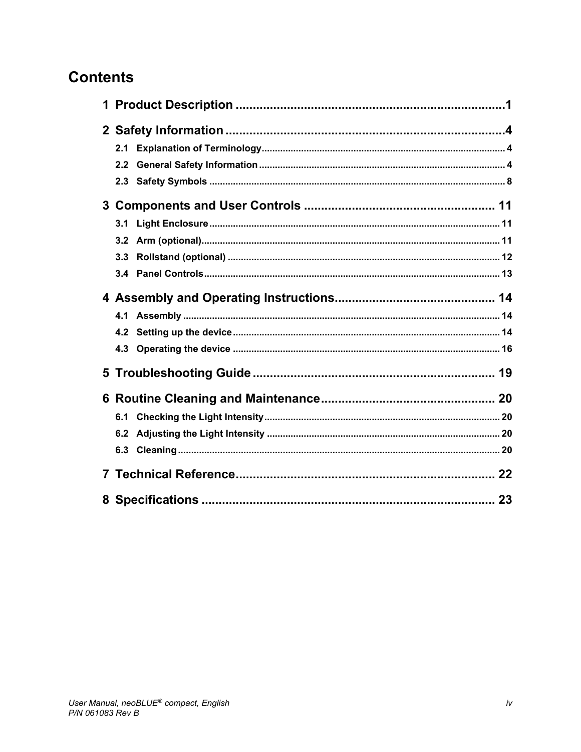# Contents

1 Product Description ....................................................................................1

2 Safety Information ......................................................................................4

- 2.1 Explanation of Terminology ....................................................................... 4
- 2.2 General Safety Information ........................................................................ 4
- 2.3 Safety Symbols ........................................................................................ 8

3 Components and User Controls ........................................................ 11

- 3.1 Light Enclosure ....................................................................................... 11
- 3.2 Arm (optional) .......................................................................................... 11
- 3.3 Rollstand (optional) .................................................................................. 12
- 3.4 Panel Controls ......................................................................................... 13

4 Assembly and Operating Instructions ............................................... 14

- 4.1 Assembly ................................................................................................ 14
- 4.2 Setting up the device ............................................................................... 14
- 4.3 Operating the device ................................................................................ 16

5 Troubleshooting Guide ....................................................................... 19

6 Routine Cleaning and Maintenance ................................................... 20

- 6.1 Checking the Light Intensity ..................................................................... 20
- 6.2 Adjusting the Light Intensity ..................................................................... 20
- 6.3 Cleaning .................................................................................................. 20

7 Technical Reference ........................................................................... 22

8 Specifications ...................................................................................... 23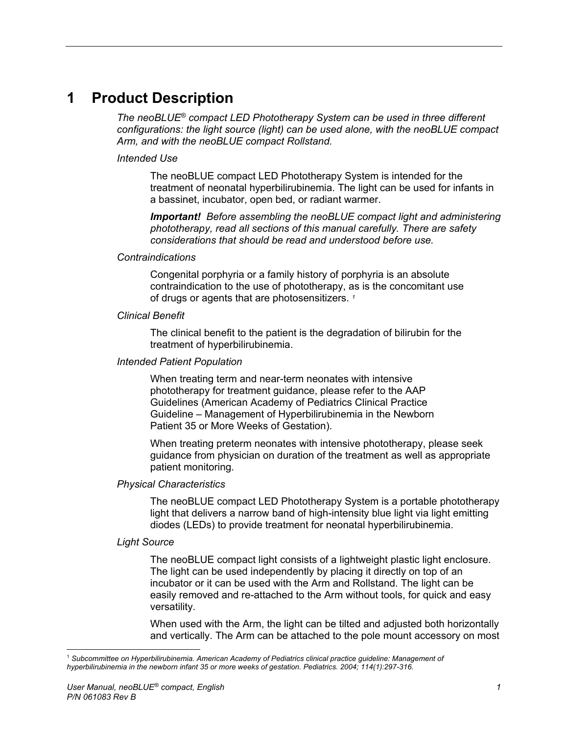# 1 Product Description

*The neoBLUE® compact LED Phototherapy System can be used in three different configurations: the light source (light) can be used alone, with the neoBLUE compact Arm, and with the neoBLUE compact Rollstand.*

*Intended Use*

The neoBLUE compact LED Phototherapy System is intended for the treatment of neonatal hyperbilirubinemia. The light can be used for infants in a bassinet, incubator, open bed, or radiant warmer.

***Important!*** *Before assembling the neoBLUE compact light and administering phototherapy, read all sections of this manual carefully. There are safety considerations that should be read and understood before use.*

*Contraindications*

Congenital porphyria or a family history of porphyria is an absolute contraindication to the use of phototherapy, as is the concomitant use of drugs or agents that are photosensitizers. [1]

*Clinical Benefit*

The clinical benefit to the patient is the degradation of bilirubin for the treatment of hyperbilirubinemia.

*Intended Patient Population*

When treating term and near-term neonates with intensive phototherapy for treatment guidance, please refer to the AAP Guidelines (American Academy of Pediatrics Clinical Practice Guideline – Management of Hyperbilirubinemia in the Newborn Patient 35 or More Weeks of Gestation).

When treating preterm neonates with intensive phototherapy, please seek guidance from physician on duration of the treatment as well as appropriate patient monitoring.

*Physical Characteristics*

The neoBLUE compact LED Phototherapy System is a portable phototherapy light that delivers a narrow band of high-intensity blue light via light emitting diodes (LEDs) to provide treatment for neonatal hyperbilirubinemia.

*Light Source*

The neoBLUE compact light consists of a lightweight plastic light enclosure. The light can be used independently by placing it directly on top of an incubator or it can be used with the Arm and Rollstand. The light can be easily removed and re-attached to the Arm without tools, for quick and easy versatility.

When used with the Arm, the light can be tilted and adjusted both horizontally and vertically. The Arm can be attached to the pole mount accessory on most

---

[1] *Subcommittee on Hyperbilirubinemia. American Academy of Pediatrics clinical practice guideline: Management of hyperbilirubinemia in the newborn infant 35 or more weeks of gestation. Pediatrics. 2004; 114(1):297-316.*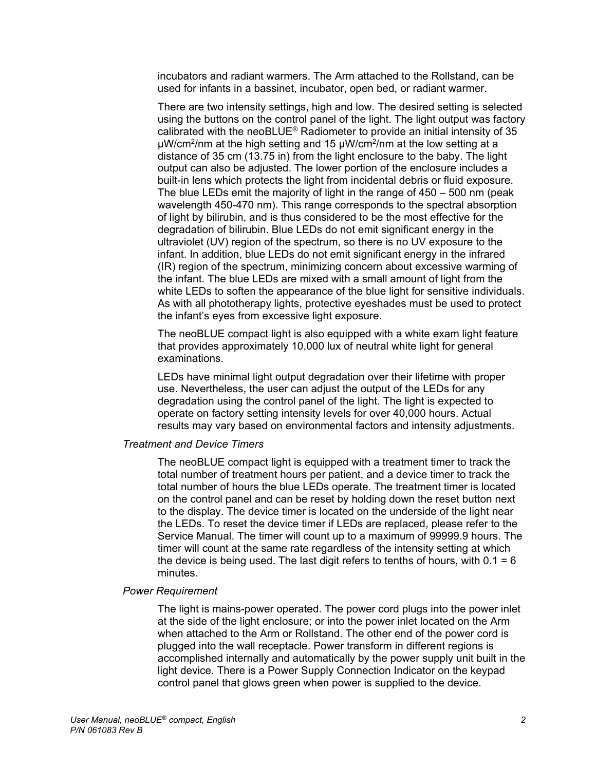incubators and radiant warmers. The Arm attached to the Rollstand, can be used for infants in a bassinet, incubator, open bed, or radiant warmer.

There are two intensity settings, high and low. The desired setting is selected using the buttons on the control panel of the light. The light output was factory calibrated with the neoBLUE® Radiometer to provide an initial intensity of 35 μW/cm$^2$/nm at the high setting and 15 μW/cm$^2$/nm at the low setting at a distance of 35 cm (13.75 in) from the light enclosure to the baby. The light output can also be adjusted. The lower portion of the enclosure includes a built-in lens which protects the light from incidental debris or fluid exposure. The blue LEDs emit the majority of light in the range of 450 – 500 nm (peak wavelength 450-470 nm). This range corresponds to the spectral absorption of light by bilirubin, and is thus considered to be the most effective for the degradation of bilirubin. Blue LEDs do not emit significant energy in the ultraviolet (UV) region of the spectrum, so there is no UV exposure to the infant. In addition, blue LEDs do not emit significant energy in the infrared (IR) region of the spectrum, minimizing concern about excessive warming of the infant. The blue LEDs are mixed with a small amount of light from the white LEDs to soften the appearance of the blue light for sensitive individuals. As with all phototherapy lights, protective eyeshades must be used to protect the infant's eyes from excessive light exposure.

The neoBLUE compact light is also equipped with a white exam light feature that provides approximately 10,000 lux of neutral white light for general examinations.

LEDs have minimal light output degradation over their lifetime with proper use. Nevertheless, the user can adjust the output of the LEDs for any degradation using the control panel of the light. The light is expected to operate on factory setting intensity levels for over 40,000 hours. Actual results may vary based on environmental factors and intensity adjustments.

*Treatment and Device Timers*

The neoBLUE compact light is equipped with a treatment timer to track the total number of treatment hours per patient, and a device timer to track the total number of hours the blue LEDs operate. The treatment timer is located on the control panel and can be reset by holding down the reset button next to the display. The device timer is located on the underside of the light near the LEDs. To reset the device timer if LEDs are replaced, please refer to the Service Manual. The timer will count up to a maximum of 99999.9 hours. The timer will count at the same rate regardless of the intensity setting at which the device is being used. The last digit refers to tenths of hours, with 0.1 = 6 minutes.

*Power Requirement*

The light is mains-power operated. The power cord plugs into the power inlet at the side of the light enclosure; or into the power inlet located on the Arm when attached to the Arm or Rollstand. The other end of the power cord is plugged into the wall receptacle. Power transform in different regions is accomplished internally and automatically by the power supply unit built in the light device. There is a Power Supply Connection Indicator on the keypad control panel that glows green when power is supplied to the device.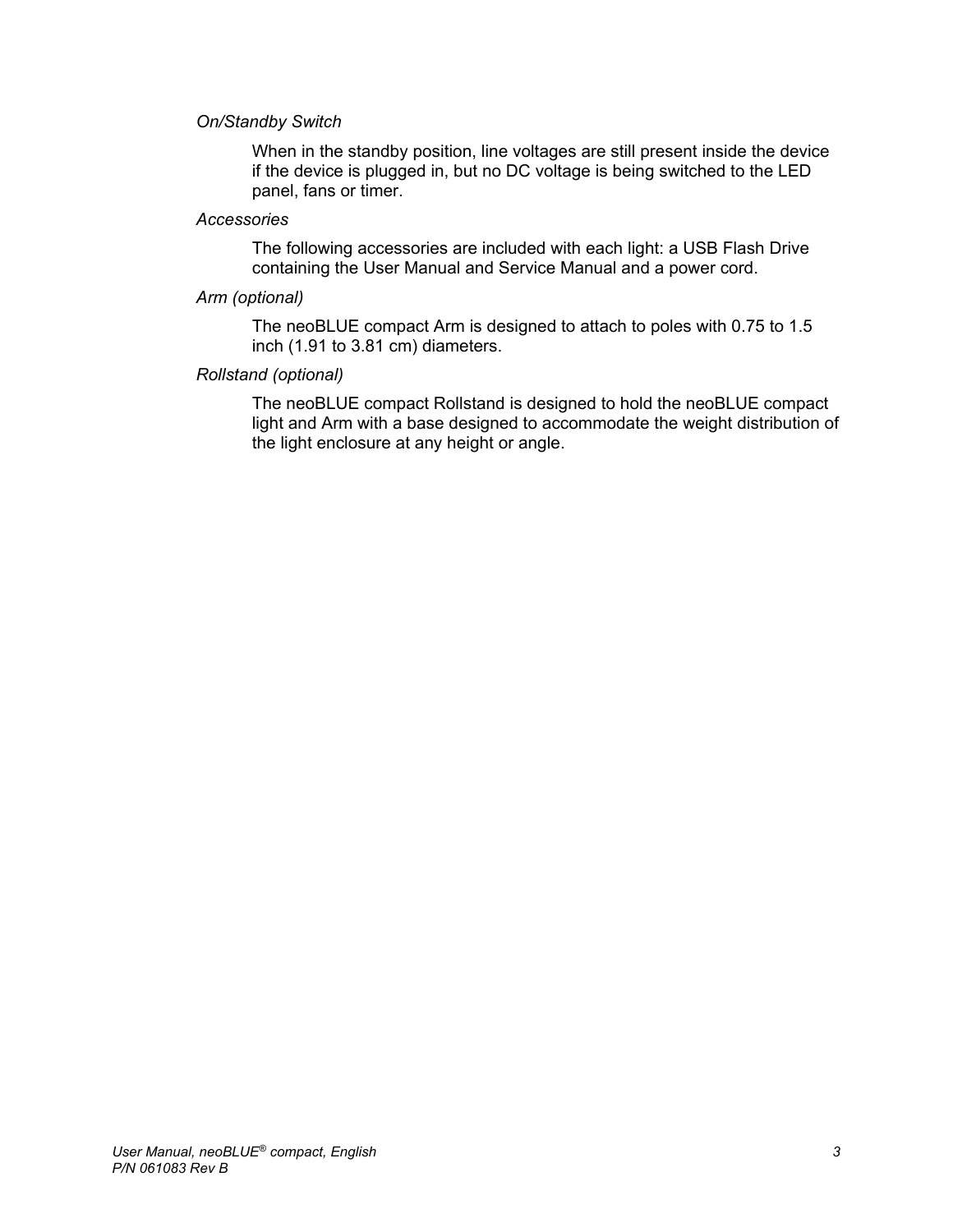*On/Standby Switch*

When in the standby position, line voltages are still present inside the device if the device is plugged in, but no DC voltage is being switched to the LED panel, fans or timer.

*Accessories*

The following accessories are included with each light: a USB Flash Drive containing the User Manual and Service Manual and a power cord.

*Arm (optional)*

The neoBLUE compact Arm is designed to attach to poles with 0.75 to 1.5 inch (1.91 to 3.81 cm) diameters.

*Rollstand (optional)*

The neoBLUE compact Rollstand is designed to hold the neoBLUE compact light and Arm with a base designed to accommodate the weight distribution of the light enclosure at any height or angle.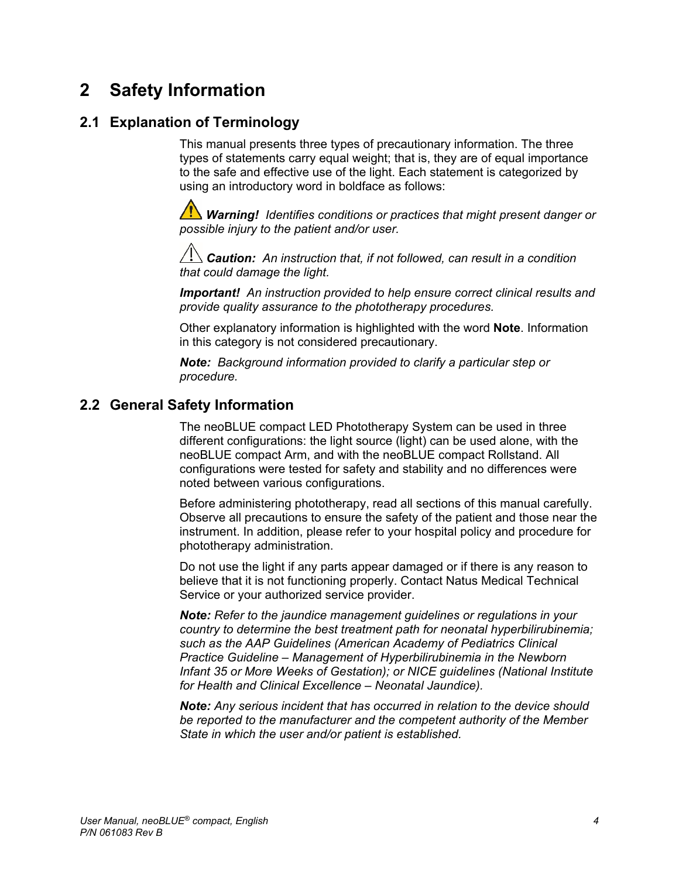# 2 Safety Information

## 2.1 Explanation of Terminology

This manual presents three types of precautionary information. The three types of statements carry equal weight; that is, they are of equal importance to the safe and effective use of the light. Each statement is categorized by using an introductory word in boldface as follows:

⚠ ***Warning!*** *Identifies conditions or practices that might present danger or possible injury to the patient and/or user.*

⚠ ***Caution:*** *An instruction that, if not followed, can result in a condition that could damage the light.*

***Important!*** *An instruction provided to help ensure correct clinical results and provide quality assurance to the phototherapy procedures.*

Other explanatory information is highlighted with the word **Note**. Information in this category is not considered precautionary.

***Note:*** *Background information provided to clarify a particular step or procedure.*

## 2.2 General Safety Information

The neoBLUE compact LED Phototherapy System can be used in three different configurations: the light source (light) can be used alone, with the neoBLUE compact Arm, and with the neoBLUE compact Rollstand. All configurations were tested for safety and stability and no differences were noted between various configurations.

Before administering phototherapy, read all sections of this manual carefully. Observe all precautions to ensure the safety of the patient and those near the instrument. In addition, please refer to your hospital policy and procedure for phototherapy administration.

Do not use the light if any parts appear damaged or if there is any reason to believe that it is not functioning properly. Contact Natus Medical Technical Service or your authorized service provider.

***Note:*** *Refer to the jaundice management guidelines or regulations in your country to determine the best treatment path for neonatal hyperbilirubinemia; such as the AAP Guidelines (American Academy of Pediatrics Clinical Practice Guideline – Management of Hyperbilirubinemia in the Newborn Infant 35 or More Weeks of Gestation); or NICE guidelines (National Institute for Health and Clinical Excellence – Neonatal Jaundice).*

***Note:*** *Any serious incident that has occurred in relation to the device should be reported to the manufacturer and the competent authority of the Member State in which the user and/or patient is established.*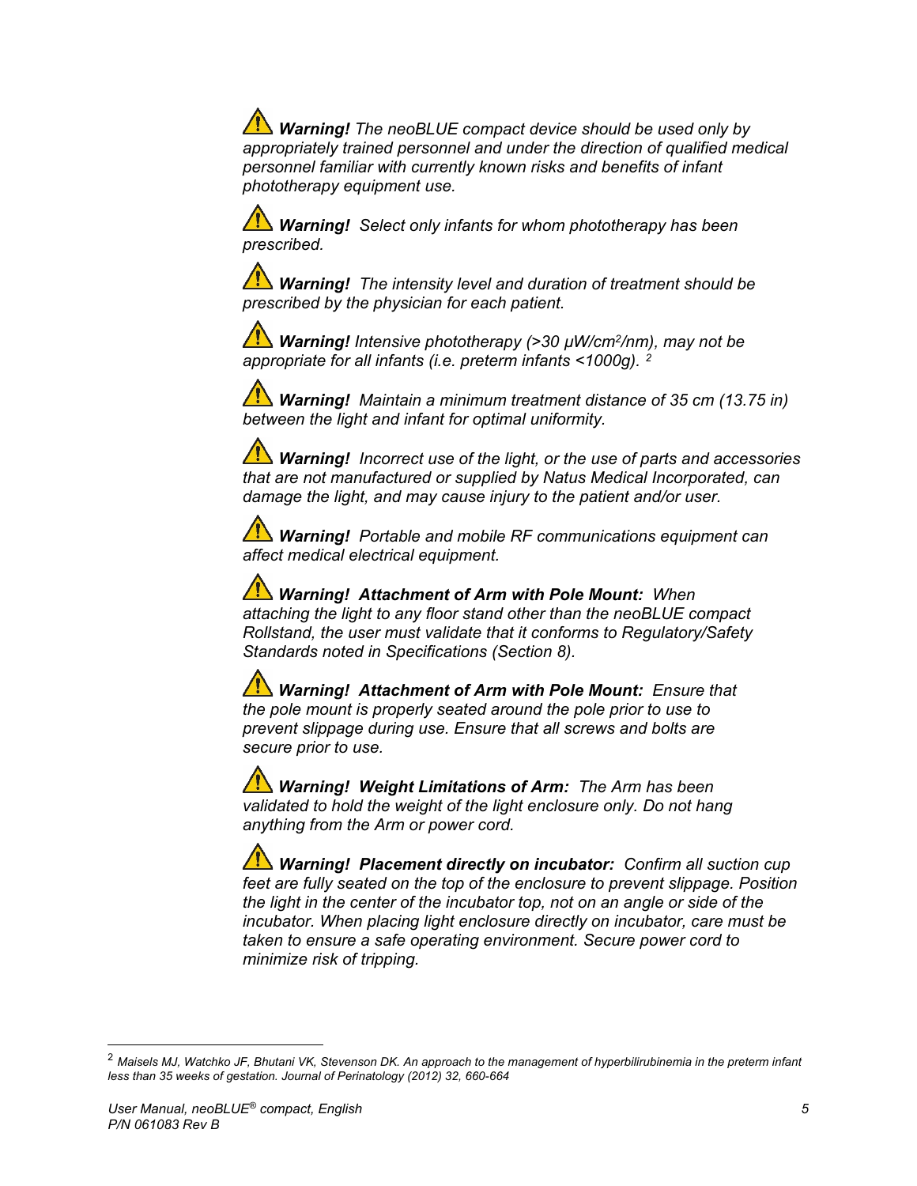⚠ ***Warning!*** *The neoBLUE compact device should be used only by appropriately trained personnel and under the direction of qualified medical personnel familiar with currently known risks and benefits of infant phototherapy equipment use.*

⚠ ***Warning!*** *Select only infants for whom phototherapy has been prescribed.*

⚠ ***Warning!*** *The intensity level and duration of treatment should be prescribed by the physician for each patient.*

⚠ ***Warning!*** *Intensive phototherapy (>30 μW/cm²/nm), may not be appropriate for all infants (i.e. preterm infants <1000g).* [2]

⚠ ***Warning!*** *Maintain a minimum treatment distance of 35 cm (13.75 in) between the light and infant for optimal uniformity.*

⚠ ***Warning!*** *Incorrect use of the light, or the use of parts and accessories that are not manufactured or supplied by Natus Medical Incorporated, can damage the light, and may cause injury to the patient and/or user.*

⚠ ***Warning!*** *Portable and mobile RF communications equipment can affect medical electrical equipment.*

⚠ ***Warning! Attachment of Arm with Pole Mount:*** *When attaching the light to any floor stand other than the neoBLUE compact Rollstand, the user must validate that it conforms to Regulatory/Safety Standards noted in Specifications (Section 8).*

⚠ ***Warning! Attachment of Arm with Pole Mount:*** *Ensure that the pole mount is properly seated around the pole prior to use to prevent slippage during use. Ensure that all screws and bolts are secure prior to use.*

⚠ ***Warning! Weight Limitations of Arm:*** *The Arm has been validated to hold the weight of the light enclosure only. Do not hang anything from the Arm or power cord.*

⚠ ***Warning! Placement directly on incubator:*** *Confirm all suction cup feet are fully seated on the top of the enclosure to prevent slippage. Position the light in the center of the incubator top, not on an angle or side of the incubator. When placing light enclosure directly on incubator, care must be taken to ensure a safe operating environment. Secure power cord to minimize risk of tripping.*

---

[2] *Maisels MJ, Watchko JF, Bhutani VK, Stevenson DK. An approach to the management of hyperbilirubinemia in the preterm infant less than 35 weeks of gestation. Journal of Perinatology (2012) 32, 660-664*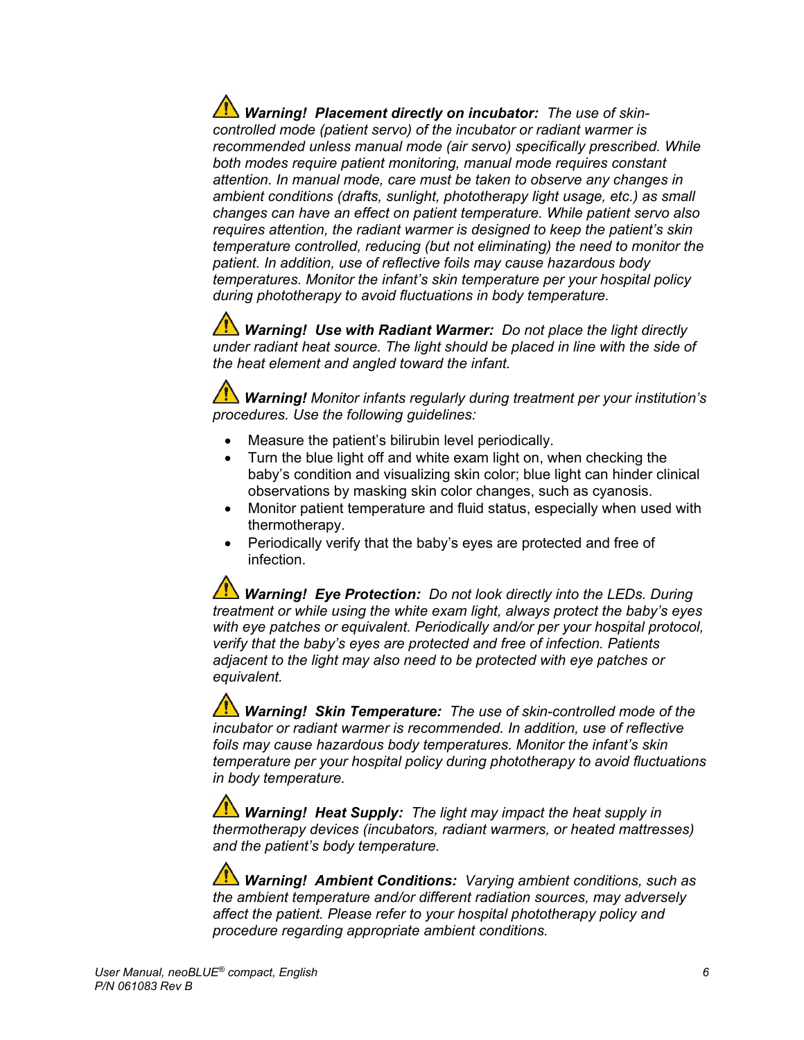⚠ ***Warning! Placement directly on incubator:*** *The use of skin-controlled mode (patient servo) of the incubator or radiant warmer is recommended unless manual mode (air servo) specifically prescribed. While both modes require patient monitoring, manual mode requires constant attention. In manual mode, care must be taken to observe any changes in ambient conditions (drafts, sunlight, phototherapy light usage, etc.) as small changes can have an effect on patient temperature. While patient servo also requires attention, the radiant warmer is designed to keep the patient's skin temperature controlled, reducing (but not eliminating) the need to monitor the patient. In addition, use of reflective foils may cause hazardous body temperatures. Monitor the infant's skin temperature per your hospital policy during phototherapy to avoid fluctuations in body temperature.*

⚠ ***Warning! Use with Radiant Warmer:*** *Do not place the light directly under radiant heat source. The light should be placed in line with the side of the heat element and angled toward the infant.*

⚠ ***Warning!*** *Monitor infants regularly during treatment per your institution's procedures. Use the following guidelines:*

- Measure the patient's bilirubin level periodically.
- Turn the blue light off and white exam light on, when checking the baby's condition and visualizing skin color; blue light can hinder clinical observations by masking skin color changes, such as cyanosis.
- Monitor patient temperature and fluid status, especially when used with thermotherapy.
- Periodically verify that the baby's eyes are protected and free of infection.

⚠ ***Warning! Eye Protection:*** *Do not look directly into the LEDs. During treatment or while using the white exam light, always protect the baby's eyes with eye patches or equivalent. Periodically and/or per your hospital protocol, verify that the baby's eyes are protected and free of infection. Patients adjacent to the light may also need to be protected with eye patches or equivalent.*

⚠ ***Warning! Skin Temperature:*** *The use of skin-controlled mode of the incubator or radiant warmer is recommended. In addition, use of reflective foils may cause hazardous body temperatures. Monitor the infant's skin temperature per your hospital policy during phototherapy to avoid fluctuations in body temperature.*

⚠ ***Warning! Heat Supply:*** *The light may impact the heat supply in thermotherapy devices (incubators, radiant warmers, or heated mattresses) and the patient's body temperature.*

⚠ ***Warning! Ambient Conditions:*** *Varying ambient conditions, such as the ambient temperature and/or different radiation sources, may adversely affect the patient. Please refer to your hospital phototherapy policy and procedure regarding appropriate ambient conditions.*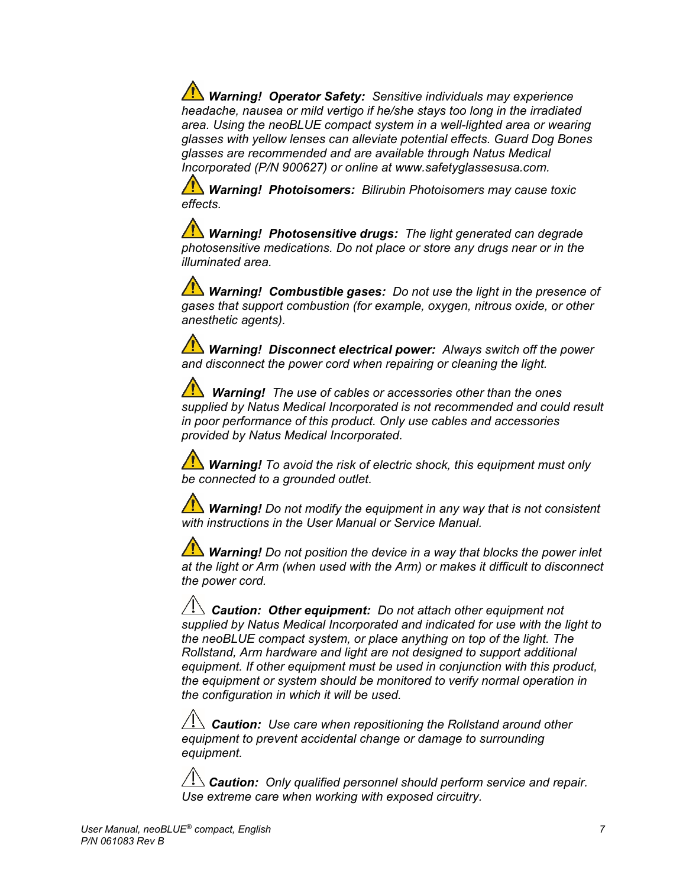⚠ ***Warning! Operator Safety:*** *Sensitive individuals may experience headache, nausea or mild vertigo if he/she stays too long in the irradiated area. Using the neoBLUE compact system in a well-lighted area or wearing glasses with yellow lenses can alleviate potential effects. Guard Dog Bones glasses are recommended and are available through Natus Medical Incorporated (P/N 900627) or online at www.safetyglassesusa.com.*

⚠ ***Warning! Photoisomers:*** *Bilirubin Photoisomers may cause toxic effects.*

⚠ ***Warning! Photosensitive drugs:*** *The light generated can degrade photosensitive medications. Do not place or store any drugs near or in the illuminated area.*

⚠ ***Warning! Combustible gases:*** *Do not use the light in the presence of gases that support combustion (for example, oxygen, nitrous oxide, or other anesthetic agents).*

⚠ ***Warning! Disconnect electrical power:*** *Always switch off the power and disconnect the power cord when repairing or cleaning the light.*

⚠ ***Warning!*** *The use of cables or accessories other than the ones supplied by Natus Medical Incorporated is not recommended and could result in poor performance of this product. Only use cables and accessories provided by Natus Medical Incorporated.*

⚠ ***Warning!*** *To avoid the risk of electric shock, this equipment must only be connected to a grounded outlet.*

⚠ ***Warning!*** *Do not modify the equipment in any way that is not consistent with instructions in the User Manual or Service Manual.*

⚠ ***Warning!*** *Do not position the device in a way that blocks the power inlet at the light or Arm (when used with the Arm) or makes it difficult to disconnect the power cord.*

⚠ ***Caution: Other equipment:*** *Do not attach other equipment not supplied by Natus Medical Incorporated and indicated for use with the light to the neoBLUE compact system, or place anything on top of the light. The Rollstand, Arm hardware and light are not designed to support additional equipment. If other equipment must be used in conjunction with this product, the equipment or system should be monitored to verify normal operation in the configuration in which it will be used.*

⚠ ***Caution:*** *Use care when repositioning the Rollstand around other equipment to prevent accidental change or damage to surrounding equipment.*

⚠ ***Caution:*** *Only qualified personnel should perform service and repair. Use extreme care when working with exposed circuitry.*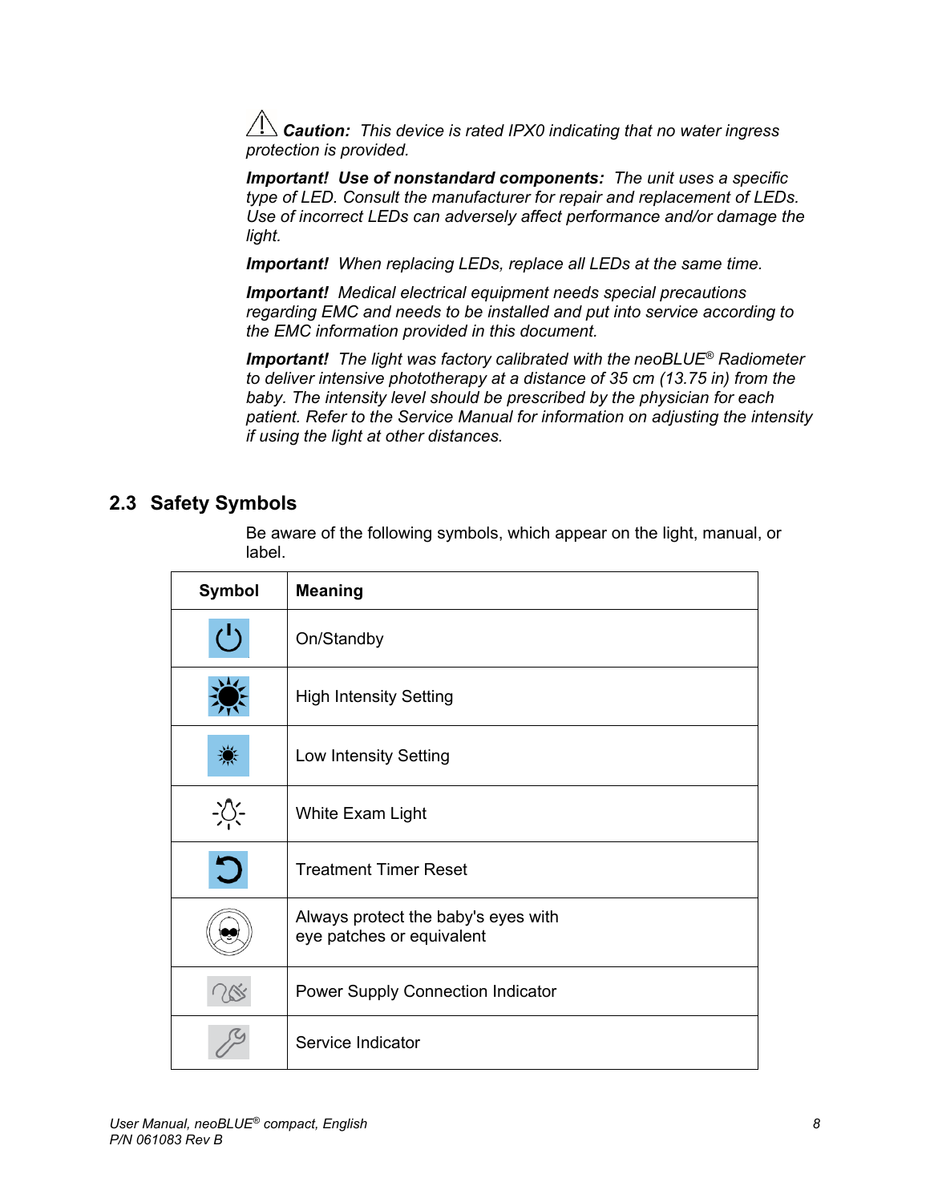⚠ ***Caution:*** *This device is rated IPX0 indicating that no water ingress protection is provided.*

***Important! Use of nonstandard components:*** *The unit uses a specific type of LED. Consult the manufacturer for repair and replacement of LEDs. Use of incorrect LEDs can adversely affect performance and/or damage the light.*

***Important!*** *When replacing LEDs, replace all LEDs at the same time.*

***Important!*** *Medical electrical equipment needs special precautions regarding EMC and needs to be installed and put into service according to the EMC information provided in this document.*

***Important!*** *The light was factory calibrated with the neoBLUE® Radiometer to deliver intensive phototherapy at a distance of 35 cm (13.75 in) from the baby. The intensity level should be prescribed by the physician for each patient. Refer to the Service Manual for information on adjusting the intensity if using the light at other distances.*

## 2.3 Safety Symbols

Be aware of the following symbols, which appear on the light, manual, or label.

| Symbol | Meaning |
|---|---|
| | On/Standby |
| | High Intensity Setting |
| | Low Intensity Setting |
| | White Exam Light |
| | Treatment Timer Reset |
| | Always protect the baby's eyes with eye patches or equivalent |
| | Power Supply Connection Indicator |
| | Service Indicator |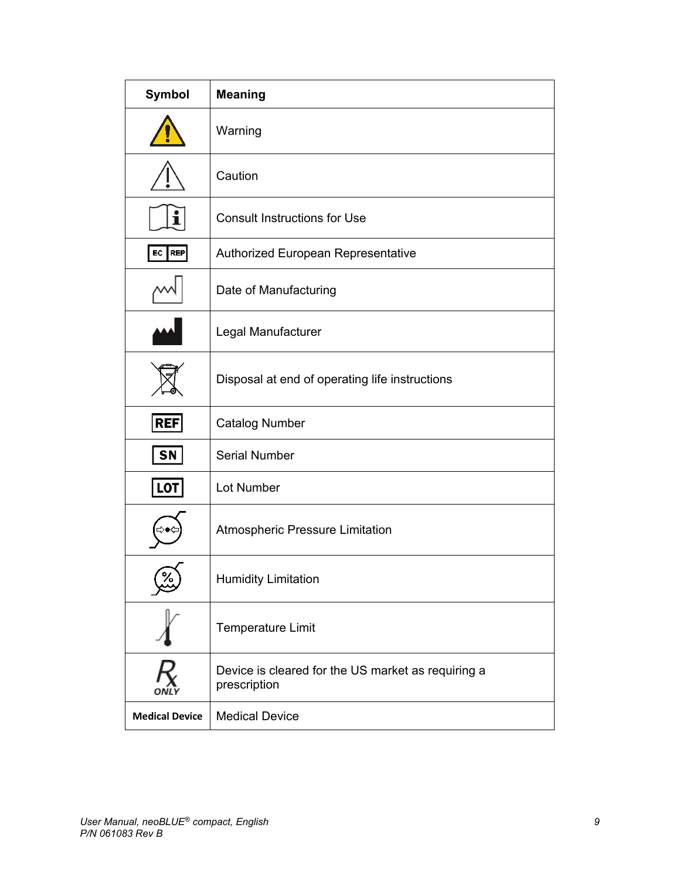| Symbol | Meaning |
| --- | --- |
| | Warning |
| | Caution |
| | Consult Instructions for Use |
| EC REP | Authorized European Representative |
| | Date of Manufacturing |
| | Legal Manufacturer |
| | Disposal at end of operating life instructions |
| REF | Catalog Number |
| SN | Serial Number |
| LOT | Lot Number |
| | Atmospheric Pressure Limitation |
| | Humidity Limitation |
| | Temperature Limit |
| Rx ONLY | Device is cleared for the US market as requiring a prescription |
| **Medical Device** | Medical Device |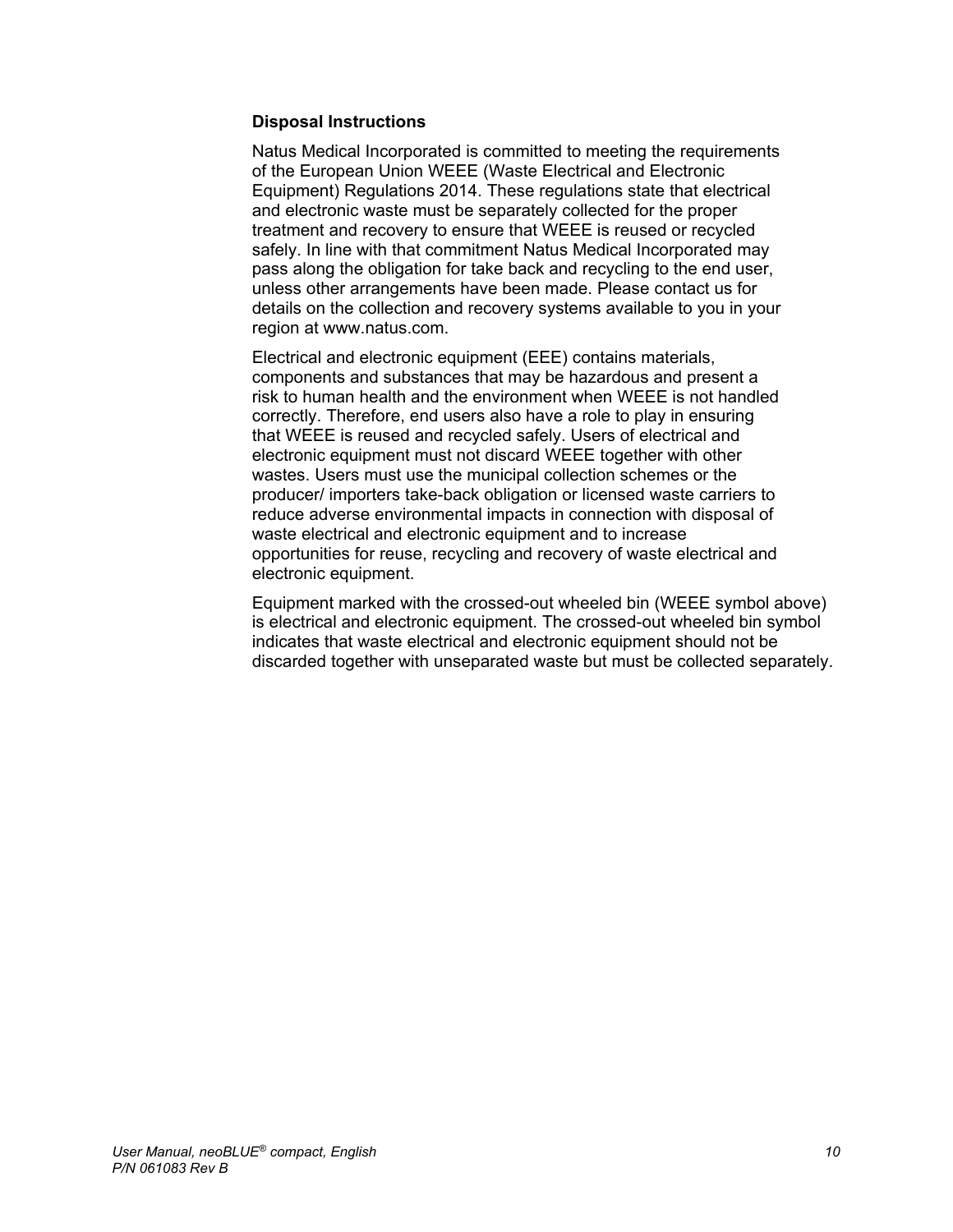### Disposal Instructions

Natus Medical Incorporated is committed to meeting the requirements of the European Union WEEE (Waste Electrical and Electronic Equipment) Regulations 2014. These regulations state that electrical and electronic waste must be separately collected for the proper treatment and recovery to ensure that WEEE is reused or recycled safely. In line with that commitment Natus Medical Incorporated may pass along the obligation for take back and recycling to the end user, unless other arrangements have been made. Please contact us for details on the collection and recovery systems available to you in your region at www.natus.com.

Electrical and electronic equipment (EEE) contains materials, components and substances that may be hazardous and present a risk to human health and the environment when WEEE is not handled correctly. Therefore, end users also have a role to play in ensuring that WEEE is reused and recycled safely. Users of electrical and electronic equipment must not discard WEEE together with other wastes. Users must use the municipal collection schemes or the producer/ importers take-back obligation or licensed waste carriers to reduce adverse environmental impacts in connection with disposal of waste electrical and electronic equipment and to increase opportunities for reuse, recycling and recovery of waste electrical and electronic equipment.

Equipment marked with the crossed-out wheeled bin (WEEE symbol above) is electrical and electronic equipment. The crossed-out wheeled bin symbol indicates that waste electrical and electronic equipment should not be discarded together with unseparated waste but must be collected separately.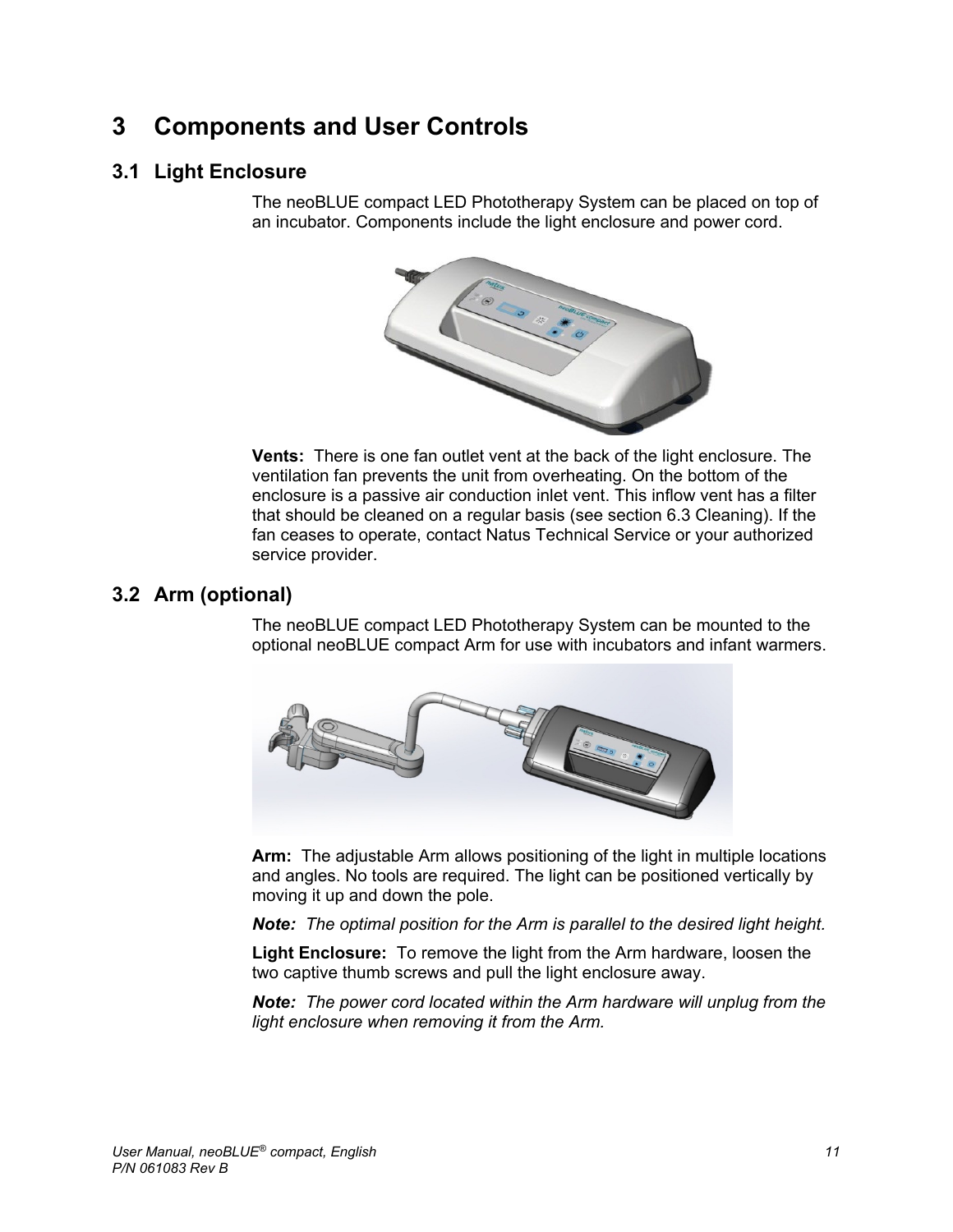# 3 Components and User Controls

## 3.1 Light Enclosure

The neoBLUE compact LED Phototherapy System can be placed on top of an incubator. Components include the light enclosure and power cord.

**Vents:** There is one fan outlet vent at the back of the light enclosure. The ventilation fan prevents the unit from overheating. On the bottom of the enclosure is a passive air conduction inlet vent. This inflow vent has a filter that should be cleaned on a regular basis (see section 6.3 Cleaning). If the fan ceases to operate, contact Natus Technical Service or your authorized service provider.

## 3.2 Arm (optional)

The neoBLUE compact LED Phototherapy System can be mounted to the optional neoBLUE compact Arm for use with incubators and infant warmers.

**Arm:** The adjustable Arm allows positioning of the light in multiple locations and angles. No tools are required. The light can be positioned vertically by moving it up and down the pole.

***Note:*** *The optimal position for the Arm is parallel to the desired light height.*

**Light Enclosure:** To remove the light from the Arm hardware, loosen the two captive thumb screws and pull the light enclosure away.

***Note:*** *The power cord located within the Arm hardware will unplug from the light enclosure when removing it from the Arm.*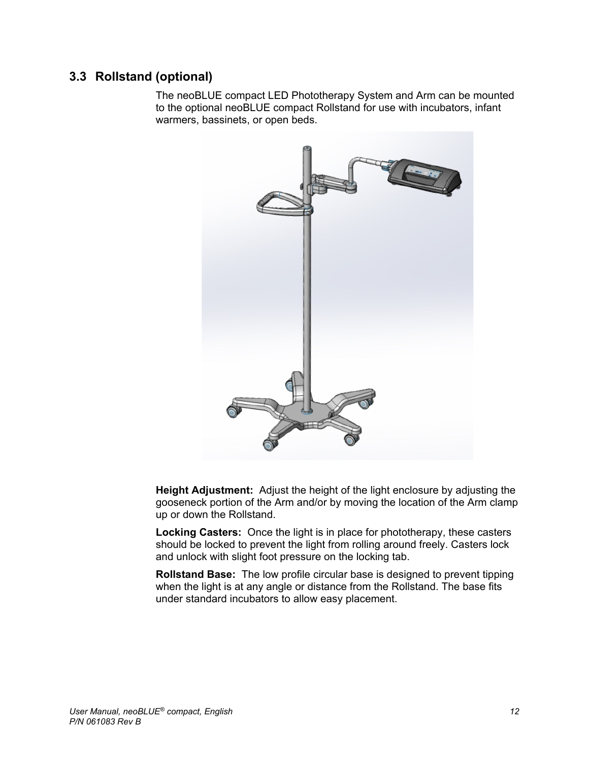## 3.3 Rollstand (optional)

The neoBLUE compact LED Phototherapy System and Arm can be mounted to the optional neoBLUE compact Rollstand for use with incubators, infant warmers, bassinets, or open beds.

**Height Adjustment:** Adjust the height of the light enclosure by adjusting the gooseneck portion of the Arm and/or by moving the location of the Arm clamp up or down the Rollstand.

**Locking Casters:** Once the light is in place for phototherapy, these casters should be locked to prevent the light from rolling around freely. Casters lock and unlock with slight foot pressure on the locking tab.

**Rollstand Base:** The low profile circular base is designed to prevent tipping when the light is at any angle or distance from the Rollstand. The base fits under standard incubators to allow easy placement.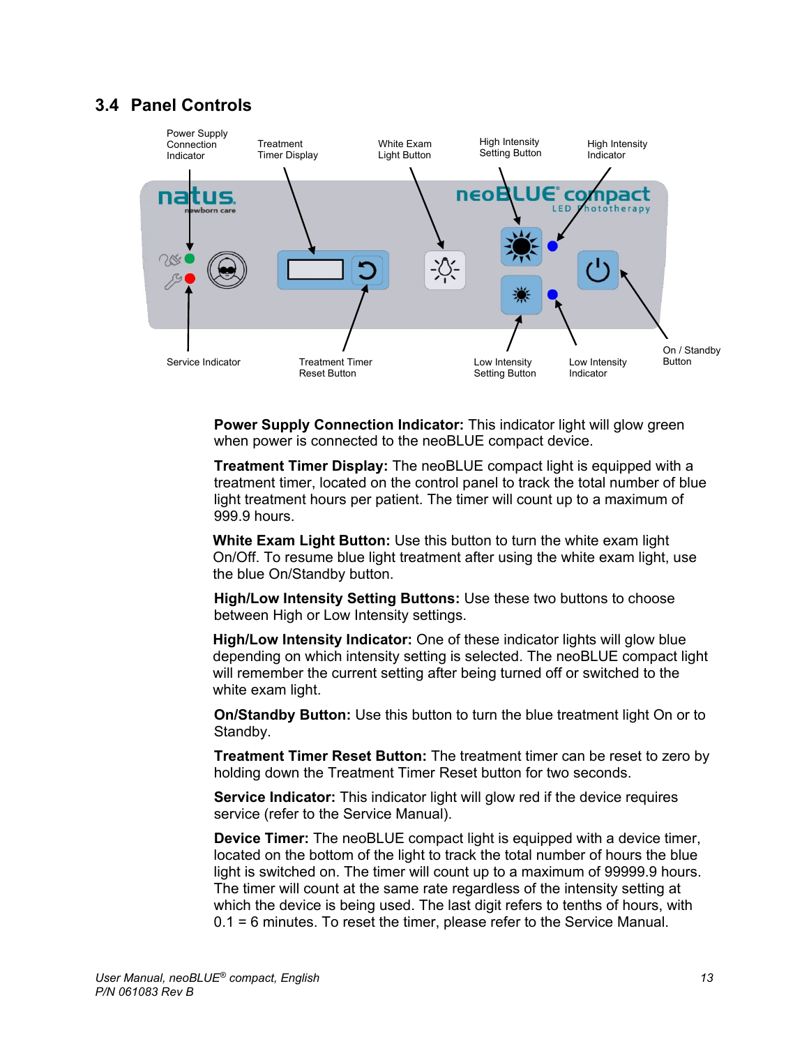## 3.4 Panel Controls

Power Supply Connection Indicator | Treatment Timer Display | White Exam Light Button | High Intensity Setting Button | High Intensity Indicator

Service Indicator | Treatment Timer Reset Button | Low Intensity Setting Button | Low Intensity Indicator | On / Standby Button

**Power Supply Connection Indicator:** This indicator light will glow green when power is connected to the neoBLUE compact device.

**Treatment Timer Display:** The neoBLUE compact light is equipped with a treatment timer, located on the control panel to track the total number of blue light treatment hours per patient. The timer will count up to a maximum of 999.9 hours.

**White Exam Light Button:** Use this button to turn the white exam light On/Off. To resume blue light treatment after using the white exam light, use the blue On/Standby button.

**High/Low Intensity Setting Buttons:** Use these two buttons to choose between High or Low Intensity settings.

**High/Low Intensity Indicator:** One of these indicator lights will glow blue depending on which intensity setting is selected. The neoBLUE compact light will remember the current setting after being turned off or switched to the white exam light.

**On/Standby Button:** Use this button to turn the blue treatment light On or to Standby.

**Treatment Timer Reset Button:** The treatment timer can be reset to zero by holding down the Treatment Timer Reset button for two seconds.

**Service Indicator:** This indicator light will glow red if the device requires service (refer to the Service Manual).

**Device Timer:** The neoBLUE compact light is equipped with a device timer, located on the bottom of the light to track the total number of hours the blue light is switched on. The timer will count up to a maximum of 99999.9 hours. The timer will count at the same rate regardless of the intensity setting at which the device is being used. The last digit refers to tenths of hours, with 0.1 = 6 minutes. To reset the timer, please refer to the Service Manual.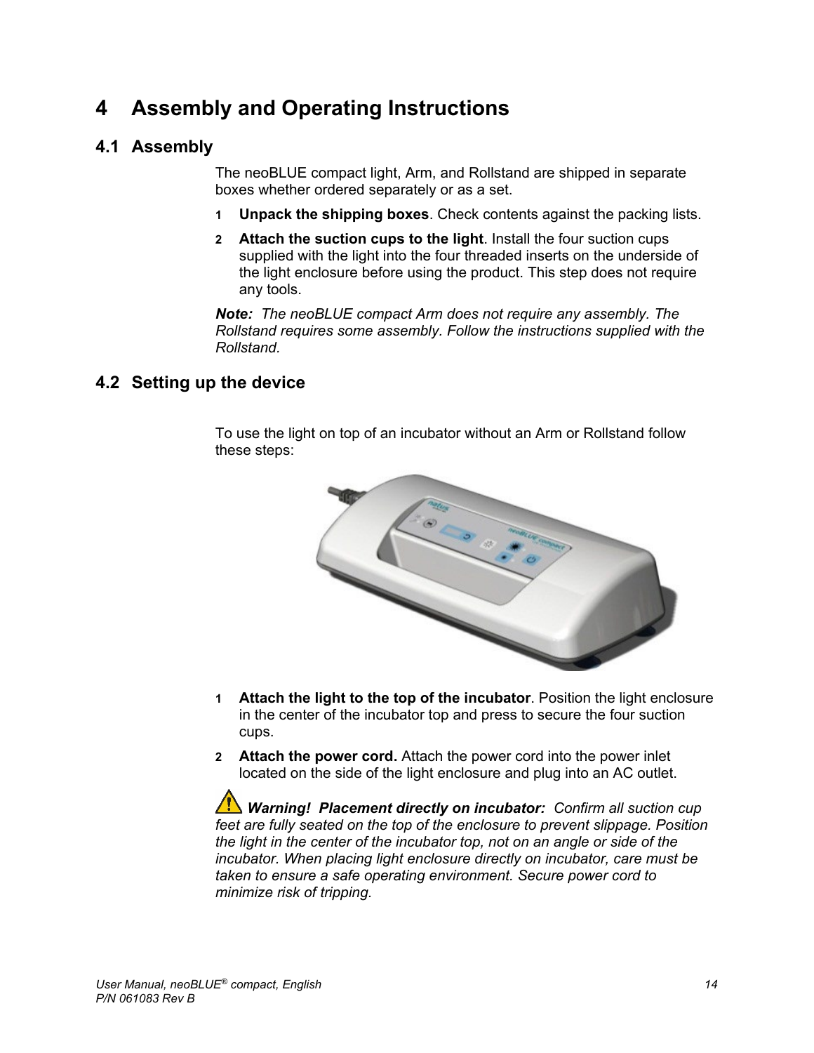# 4 Assembly and Operating Instructions

## 4.1 Assembly

The neoBLUE compact light, Arm, and Rollstand are shipped in separate boxes whether ordered separately or as a set.

1. **Unpack the shipping boxes**. Check contents against the packing lists.
2. **Attach the suction cups to the light**. Install the four suction cups supplied with the light into the four threaded inserts on the underside of the light enclosure before using the product. This step does not require any tools.

***Note:*** *The neoBLUE compact Arm does not require any assembly. The Rollstand requires some assembly. Follow the instructions supplied with the Rollstand.*

## 4.2 Setting up the device

To use the light on top of an incubator without an Arm or Rollstand follow these steps:

1. **Attach the light to the top of the incubator**. Position the light enclosure in the center of the incubator top and press to secure the four suction cups.
2. **Attach the power cord.** Attach the power cord into the power inlet located on the side of the light enclosure and plug into an AC outlet.

***Warning! Placement directly on incubator:*** *Confirm all suction cup feet are fully seated on the top of the enclosure to prevent slippage. Position the light in the center of the incubator top, not on an angle or side of the incubator. When placing light enclosure directly on incubator, care must be taken to ensure a safe operating environment. Secure power cord to minimize risk of tripping.*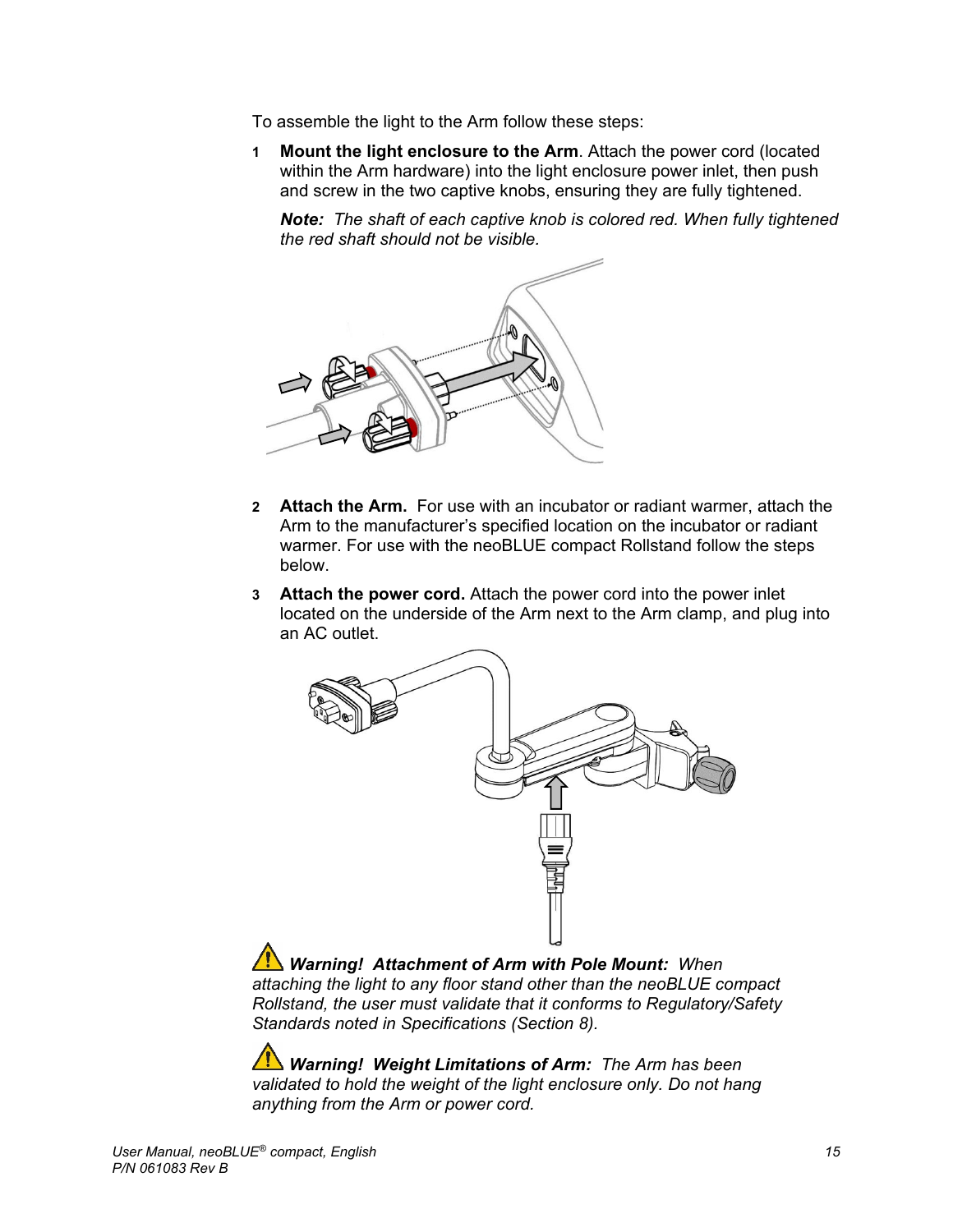To assemble the light to the Arm follow these steps:

1. **Mount the light enclosure to the Arm**. Attach the power cord (located within the Arm hardware) into the light enclosure power inlet, then push and screw in the two captive knobs, ensuring they are fully tightened.

   ***Note:*** *The shaft of each captive knob is colored red. When fully tightened the red shaft should not be visible.*

2. **Attach the Arm.** For use with an incubator or radiant warmer, attach the Arm to the manufacturer's specified location on the incubator or radiant warmer. For use with the neoBLUE compact Rollstand follow the steps below.

3. **Attach the power cord.** Attach the power cord into the power inlet located on the underside of the Arm next to the Arm clamp, and plug into an AC outlet.

***Warning! Attachment of Arm with Pole Mount:*** *When attaching the light to any floor stand other than the neoBLUE compact Rollstand, the user must validate that it conforms to Regulatory/Safety Standards noted in Specifications (Section 8).*

***Warning! Weight Limitations of Arm:*** *The Arm has been validated to hold the weight of the light enclosure only. Do not hang anything from the Arm or power cord.*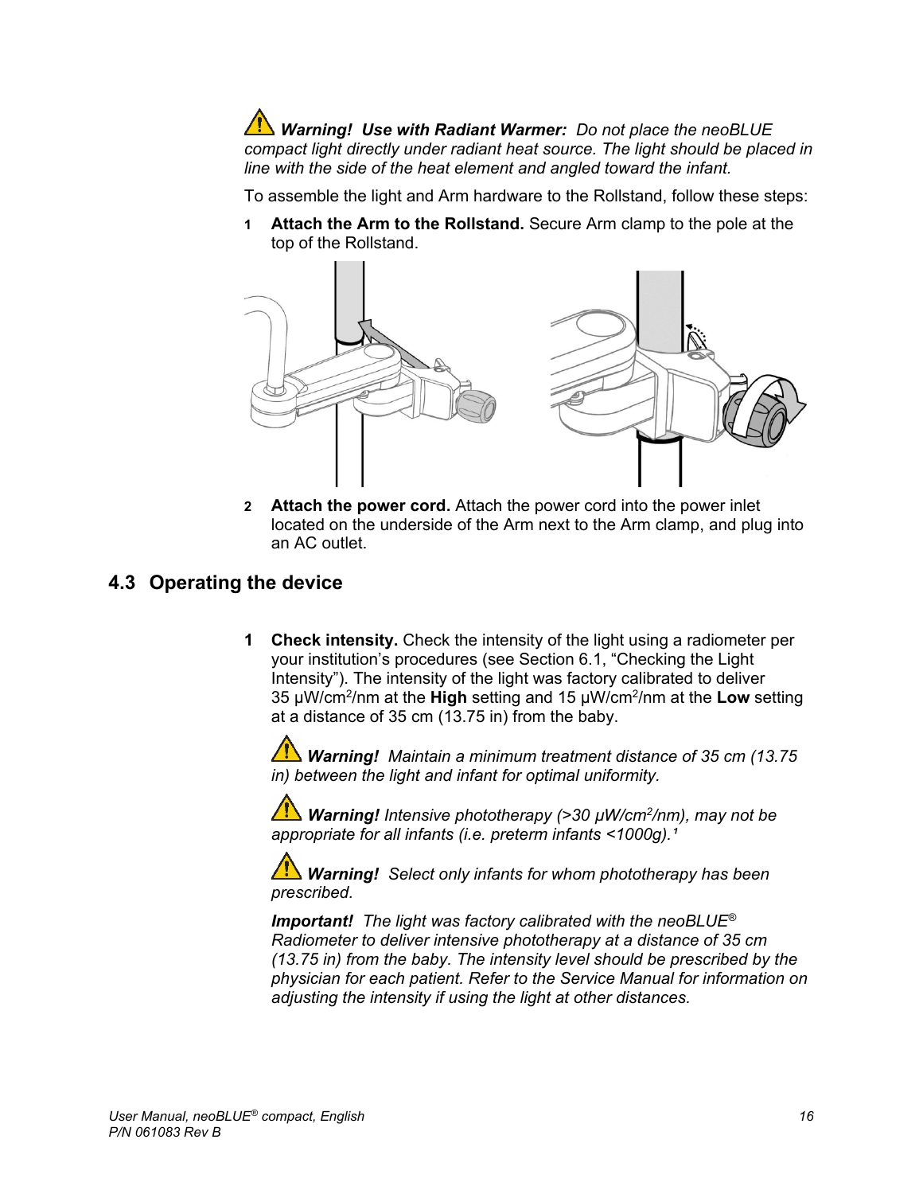⚠ ***Warning! Use with Radiant Warmer:*** *Do not place the neoBLUE compact light directly under radiant heat source. The light should be placed in line with the side of the heat element and angled toward the infant.*

To assemble the light and Arm hardware to the Rollstand, follow these steps:

1. **Attach the Arm to the Rollstand.** Secure Arm clamp to the pole at the top of the Rollstand.

2. **Attach the power cord.** Attach the power cord into the power inlet located on the underside of the Arm next to the Arm clamp, and plug into an AC outlet.

## 4.3 Operating the device

1. **Check intensity.** Check the intensity of the light using a radiometer per your institution's procedures (see Section 6.1, "Checking the Light Intensity"). The intensity of the light was factory calibrated to deliver 35 μW/cm$^2$/nm at the **High** setting and 15 μW/cm$^2$/nm at the **Low** setting at a distance of 35 cm (13.75 in) from the baby.

   ⚠ ***Warning!*** *Maintain a minimum treatment distance of 35 cm (13.75 in) between the light and infant for optimal uniformity.*

   ⚠ ***Warning!*** *Intensive phototherapy (>30 μW/cm$^2$/nm), may not be appropriate for all infants (i.e. preterm infants <1000g).*[1]

   ⚠ ***Warning!*** *Select only infants for whom phototherapy has been prescribed.*

   ***Important!*** *The light was factory calibrated with the neoBLUE® Radiometer to deliver intensive phototherapy at a distance of 35 cm (13.75 in) from the baby. The intensity level should be prescribed by the physician for each patient. Refer to the Service Manual for information on adjusting the intensity if using the light at other distances.*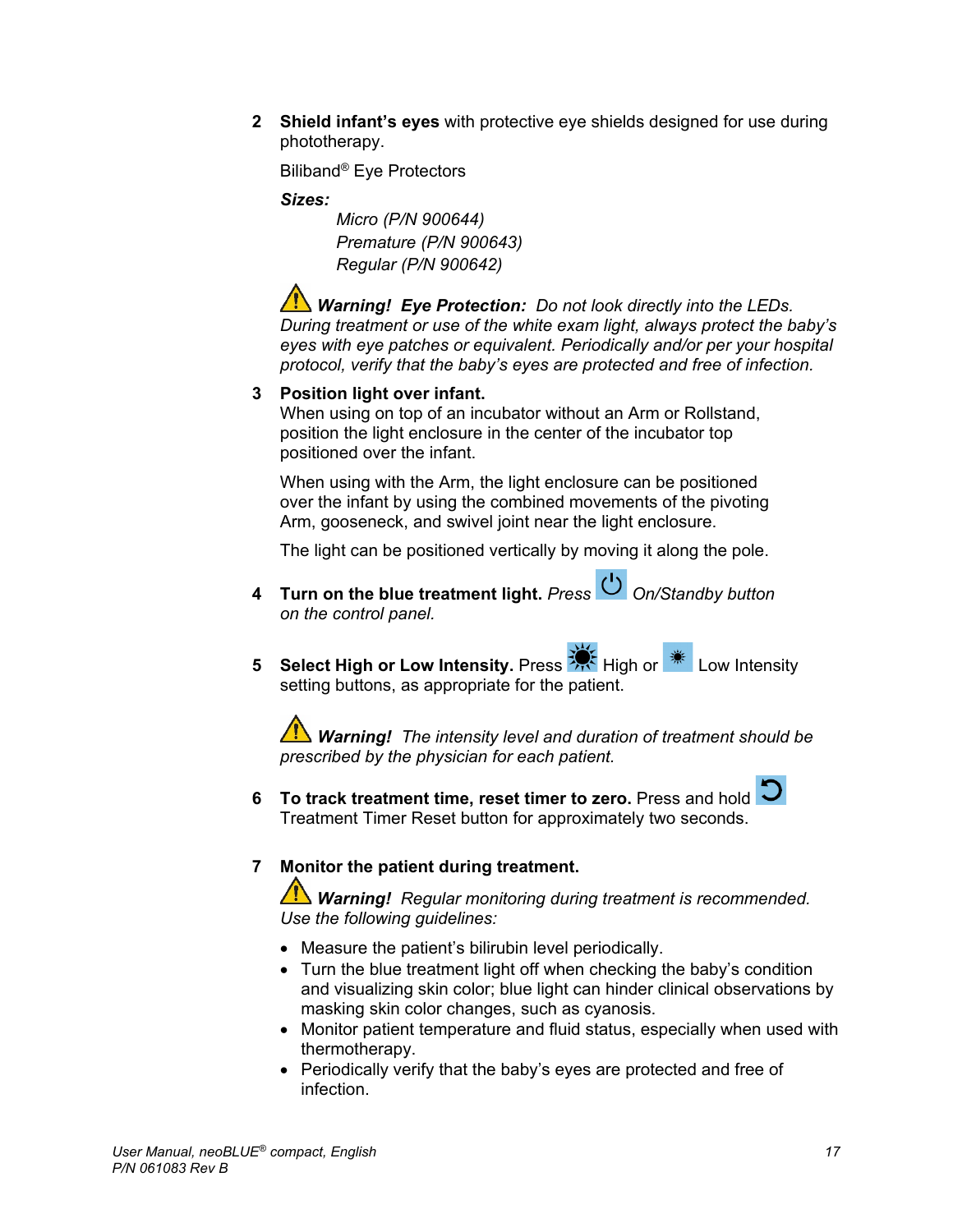2 **Shield infant's eyes** with protective eye shields designed for use during phototherapy.

Biliband® Eye Protectors

***Sizes:***

*Micro (P/N 900644)*
*Premature (P/N 900643)*
*Regular (P/N 900642)*

⚠ ***Warning! Eye Protection:*** *Do not look directly into the LEDs. During treatment or use of the white exam light, always protect the baby's eyes with eye patches or equivalent. Periodically and/or per your hospital protocol, verify that the baby's eyes are protected and free of infection.*

3 **Position light over infant.**
When using on top of an incubator without an Arm or Rollstand, position the light enclosure in the center of the incubator top positioned over the infant.

When using with the Arm, the light enclosure can be positioned over the infant by using the combined movements of the pivoting Arm, gooseneck, and swivel joint near the light enclosure.

The light can be positioned vertically by moving it along the pole.

4 **Turn on the blue treatment light.** *Press* ⏻ *On/Standby button on the control panel.*

5 **Select High or Low Intensity.** Press ☀ High or ☀ Low Intensity setting buttons, as appropriate for the patient.

⚠ ***Warning!*** *The intensity level and duration of treatment should be prescribed by the physician for each patient.*

6 **To track treatment time, reset timer to zero.** Press and hold ↺ Treatment Timer Reset button for approximately two seconds.

7 **Monitor the patient during treatment.**

⚠ ***Warning!*** *Regular monitoring during treatment is recommended. Use the following guidelines:*

- Measure the patient's bilirubin level periodically.
- Turn the blue treatment light off when checking the baby's condition and visualizing skin color; blue light can hinder clinical observations by masking skin color changes, such as cyanosis.
- Monitor patient temperature and fluid status, especially when used with thermotherapy.
- Periodically verify that the baby's eyes are protected and free of infection.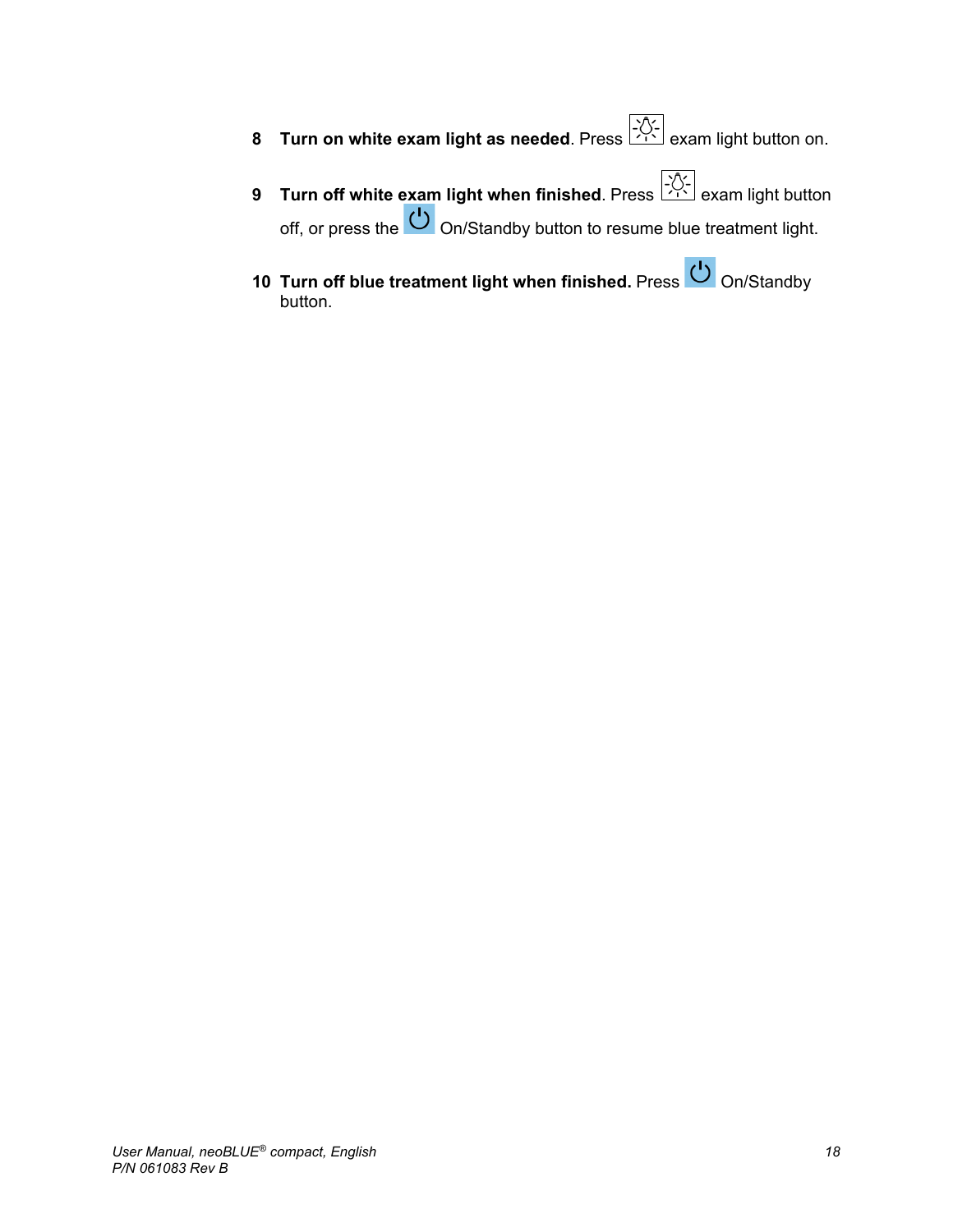8. **Turn on white exam light as needed**. Press exam light button on.

9. **Turn off white exam light when finished**. Press exam light button off, or press the On/Standby button to resume blue treatment light.

10. **Turn off blue treatment light when finished.** Press On/Standby button.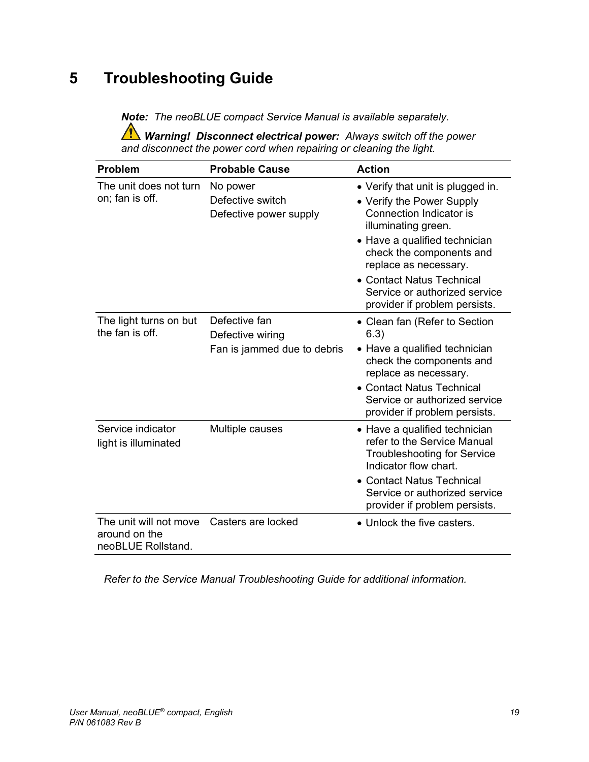# 5 Troubleshooting Guide

***Note:*** *The neoBLUE compact Service Manual is available separately.*

⚠ ***Warning! Disconnect electrical power:*** *Always switch off the power and disconnect the power cord when repairing or cleaning the light.*

| Problem | Probable Cause | Action |
|---|---|---|
| The unit does not turn on; fan is off. | No power<br>Defective switch<br>Defective power supply | • Verify that unit is plugged in.<br>• Verify the Power Supply Connection Indicator is illuminating green.<br>• Have a qualified technician check the components and replace as necessary.<br>• Contact Natus Technical Service or authorized service provider if problem persists. |
| The light turns on but the fan is off. | Defective fan<br>Defective wiring<br>Fan is jammed due to debris | • Clean fan (Refer to Section 6.3)<br>• Have a qualified technician check the components and replace as necessary.<br>• Contact Natus Technical Service or authorized service provider if problem persists. |
| Service indicator light is illuminated | Multiple causes | • Have a qualified technician refer to the Service Manual Troubleshooting for Service Indicator flow chart.<br>• Contact Natus Technical Service or authorized service provider if problem persists. |
| The unit will not move around on the neoBLUE Rollstand. | Casters are locked | • Unlock the five casters. |

*Refer to the Service Manual Troubleshooting Guide for additional information.*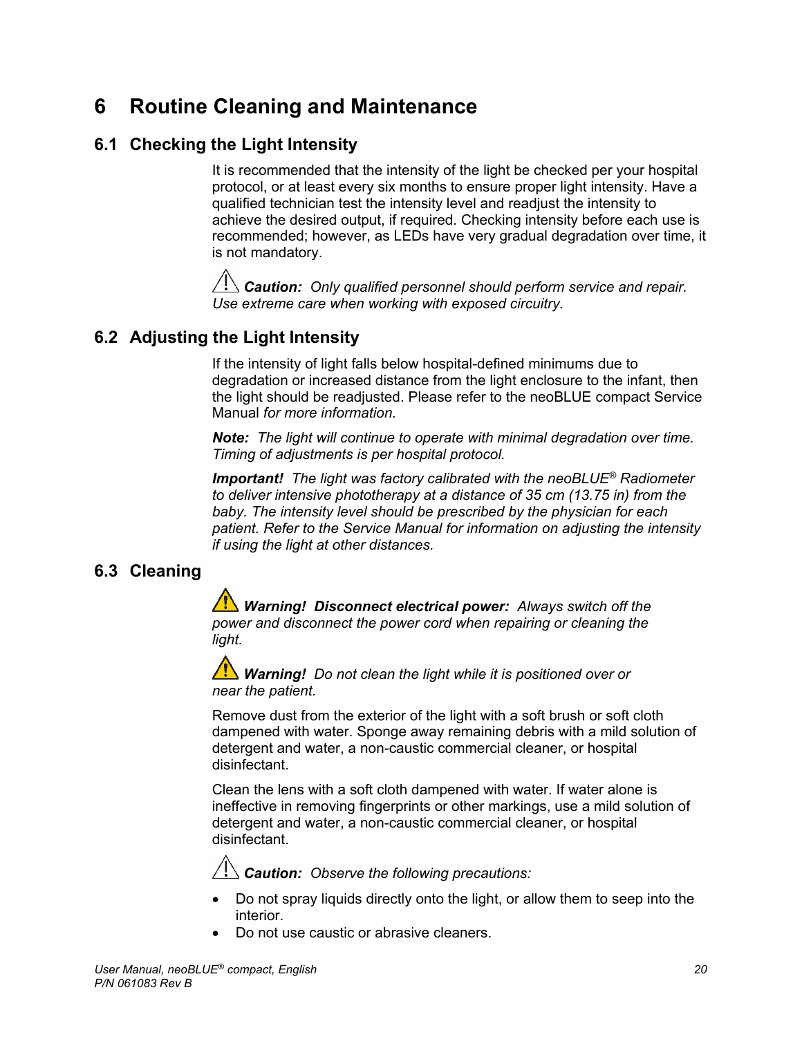# 6 Routine Cleaning and Maintenance

## 6.1 Checking the Light Intensity

It is recommended that the intensity of the light be checked per your hospital protocol, or at least every six months to ensure proper light intensity. Have a qualified technician test the intensity level and readjust the intensity to achieve the desired output, if required. Checking intensity before each use is recommended; however, as LEDs have very gradual degradation over time, it is not mandatory.

⚠ ***Caution:*** *Only qualified personnel should perform service and repair. Use extreme care when working with exposed circuitry.*

## 6.2 Adjusting the Light Intensity

If the intensity of light falls below hospital-defined minimums due to degradation or increased distance from the light enclosure to the infant, then the light should be readjusted. Please refer to the neoBLUE compact Service Manual *for more information.*

***Note:*** *The light will continue to operate with minimal degradation over time. Timing of adjustments is per hospital protocol.*

***Important!*** *The light was factory calibrated with the neoBLUE® Radiometer to deliver intensive phototherapy at a distance of 35 cm (13.75 in) from the baby. The intensity level should be prescribed by the physician for each patient. Refer to the Service Manual for information on adjusting the intensity if using the light at other distances.*

## 6.3 Cleaning

⚠ ***Warning! Disconnect electrical power:*** *Always switch off the power and disconnect the power cord when repairing or cleaning the light.*

⚠ ***Warning!*** *Do not clean the light while it is positioned over or near the patient.*

Remove dust from the exterior of the light with a soft brush or soft cloth dampened with water. Sponge away remaining debris with a mild solution of detergent and water, a non-caustic commercial cleaner, or hospital disinfectant.

Clean the lens with a soft cloth dampened with water. If water alone is ineffective in removing fingerprints or other markings, use a mild solution of detergent and water, a non-caustic commercial cleaner, or hospital disinfectant.

⚠ ***Caution:*** *Observe the following precautions:*

- Do not spray liquids directly onto the light, or allow them to seep into the interior.
- Do not use caustic or abrasive cleaners.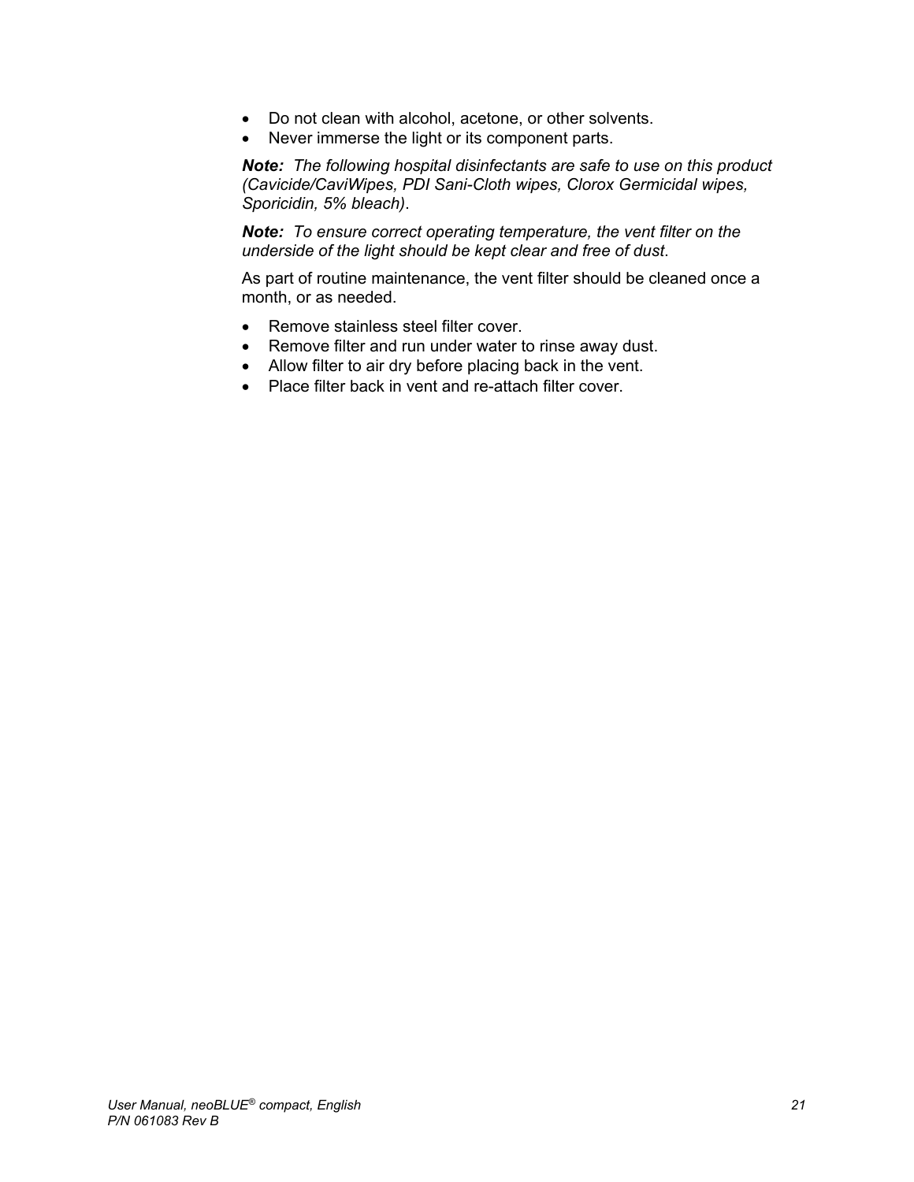- Do not clean with alcohol, acetone, or other solvents.
- Never immerse the light or its component parts.

***Note:*** *The following hospital disinfectants are safe to use on this product (Cavicide/CaviWipes, PDI Sani-Cloth wipes, Clorox Germicidal wipes, Sporicidin, 5% bleach)*.

***Note:*** *To ensure correct operating temperature, the vent filter on the underside of the light should be kept clear and free of dust*.

As part of routine maintenance, the vent filter should be cleaned once a month, or as needed.

- Remove stainless steel filter cover.
- Remove filter and run under water to rinse away dust.
- Allow filter to air dry before placing back in the vent.
- Place filter back in vent and re-attach filter cover.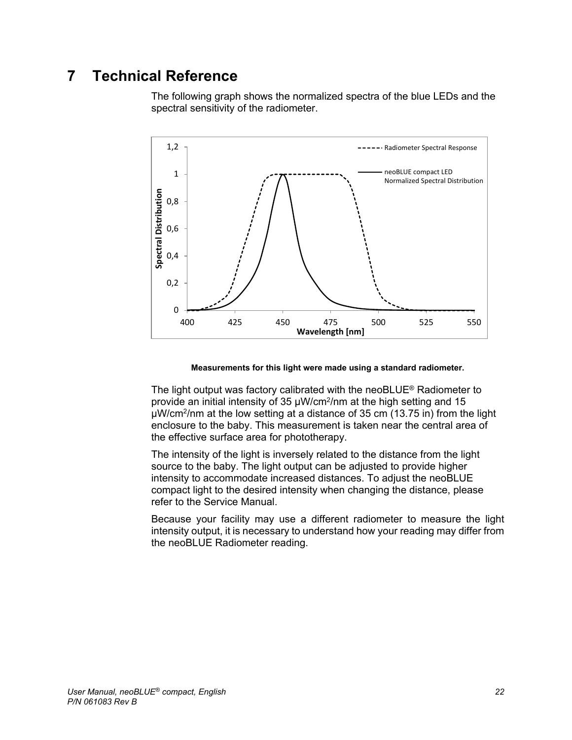# 7 Technical Reference

The following graph shows the normalized spectra of the blue LEDs and the spectral sensitivity of the radiometer.

**Measurements for this light were made using a standard radiometer.**

The light output was factory calibrated with the neoBLUE® Radiometer to provide an initial intensity of 35 μW/cm²/nm at the high setting and 15 μW/cm²/nm at the low setting at a distance of 35 cm (13.75 in) from the light enclosure to the baby. This measurement is taken near the central area of the effective surface area for phototherapy.

The intensity of the light is inversely related to the distance from the light source to the baby. The light output can be adjusted to provide higher intensity to accommodate increased distances. To adjust the neoBLUE compact light to the desired intensity when changing the distance, please refer to the Service Manual.

Because your facility may use a different radiometer to measure the light intensity output, it is necessary to understand how your reading may differ from the neoBLUE Radiometer reading.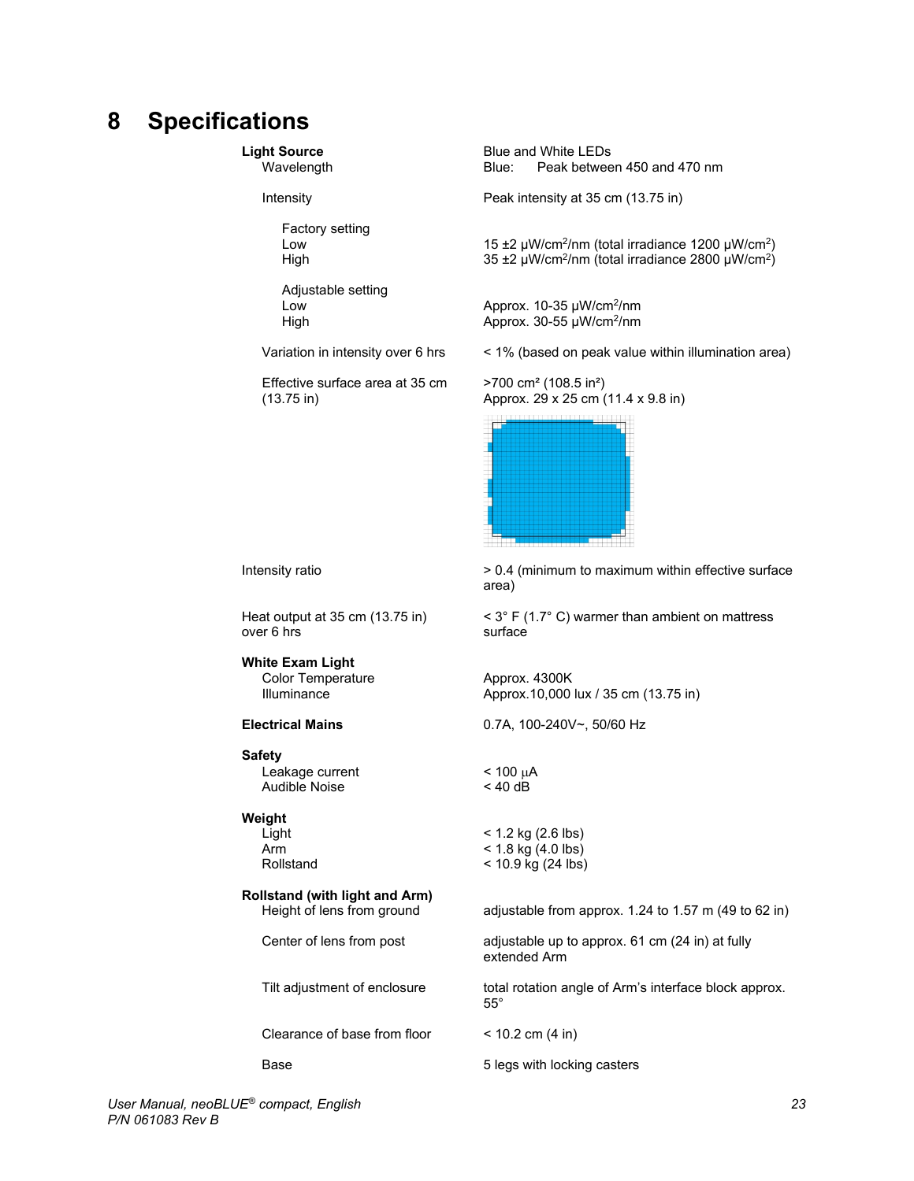# 8 Specifications

| | |
|---|---|
| **Light Source** | Blue and White LEDs |
| Wavelength | Blue: Peak between 450 and 470 nm |
| Intensity | Peak intensity at 35 cm (13.75 in) |
| Factory setting | |
| Low | 15 ±2 µW/cm$^2$/nm (total irradiance 1200 µW/cm$^2$) |
| High | 35 ±2 µW/cm$^2$/nm (total irradiance 2800 µW/cm$^2$) |
| Adjustable setting | |
| Low | Approx. 10-35 µW/cm$^2$/nm |
| High | Approx. 30-55 µW/cm$^2$/nm |
| Variation in intensity over 6 hrs | < 1% (based on peak value within illumination area) |
| Effective surface area at 35 cm (13.75 in) | >700 cm² (108.5 in²) Approx. 29 x 25 cm (11.4 x 9.8 in) |
| Intensity ratio | > 0.4 (minimum to maximum within effective surface area) |
| Heat output at 35 cm (13.75 in) over 6 hrs | < 3° F (1.7° C) warmer than ambient on mattress surface |
| **White Exam Light** | |
| Color Temperature | Approx. 4300K |
| Illuminance | Approx.10,000 lux / 35 cm (13.75 in) |
| **Electrical Mains** | 0.7A, 100-240V~, 50/60 Hz |
| **Safety** | |
| Leakage current | < 100 µA |
| Audible Noise | < 40 dB |
| **Weight** | |
| Light | < 1.2 kg (2.6 lbs) |
| Arm | < 1.8 kg (4.0 lbs) |
| Rollstand | < 10.9 kg (24 lbs) |
| **Rollstand (with light and Arm)** | |
| Height of lens from ground | adjustable from approx. 1.24 to 1.57 m (49 to 62 in) |
| Center of lens from post | adjustable up to approx. 61 cm (24 in) at fully extended Arm |
| Tilt adjustment of enclosure | total rotation angle of Arm's interface block approx. 55° |
| Clearance of base from floor | < 10.2 cm (4 in) |
| Base | 5 legs with locking casters |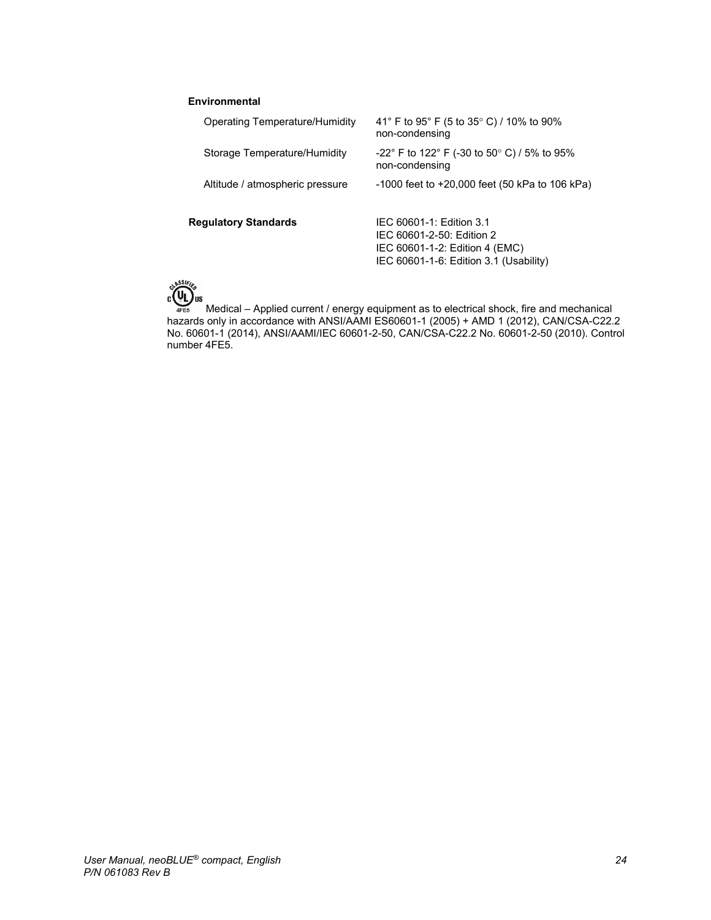**Environmental**

| | |
|---|---|
| Operating Temperature/Humidity | 41° F to 95° F (5 to 35° C) / 10% to 90% non-condensing |
| Storage Temperature/Humidity | -22° F to 122° F (-30 to 50° C) / 5% to 95% non-condensing |
| Altitude / atmospheric pressure | -1000 feet to +20,000 feet (50 kPa to 106 kPa) |

**Regulatory Standards**

IEC 60601-1: Edition 3.1
IEC 60601-2-50: Edition 2
IEC 60601-1-2: Edition 4 (EMC)
IEC 60601-1-6: Edition 3.1 (Usability)

Medical – Applied current / energy equipment as to electrical shock, fire and mechanical hazards only in accordance with ANSI/AAMI ES60601-1 (2005) + AMD 1 (2012), CAN/CSA-C22.2 No. 60601-1 (2014), ANSI/AAMI/IEC 60601-2-50, CAN/CSA-C22.2 No. 60601-2-50 (2010). Control number 4FE5.